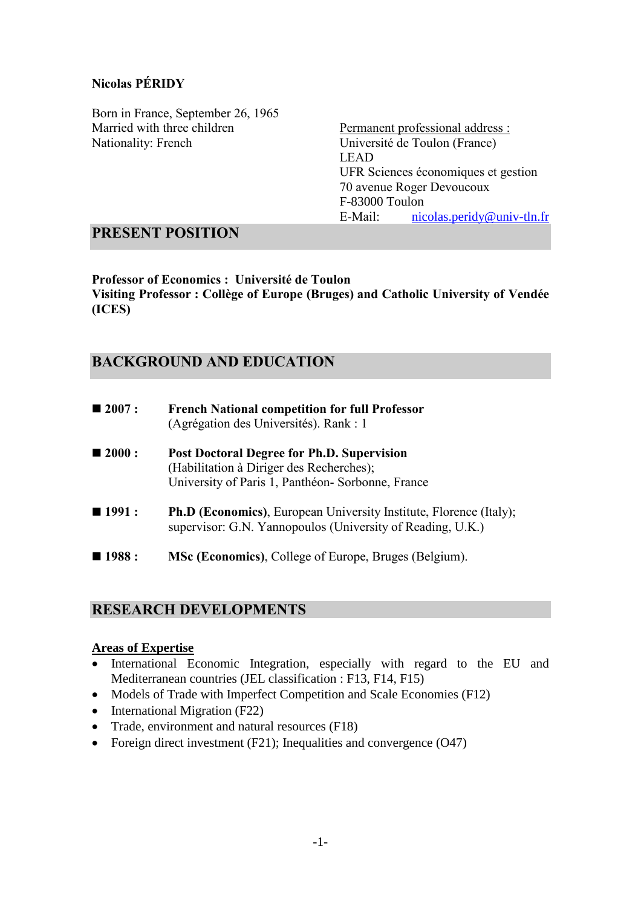**Nicolas PÉRIDY**

Born in France, September 26, 1965
Married with three children
Nationality: French

Permanent professional address :
Université de Toulon (France)
LEAD
UFR Sciences économiques et gestion
70 avenue Roger Devoucoux
F-83000 Toulon
E-Mail: nicolas.peridy@univ-tln.fr

## PRESENT POSITION

**Professor of Economics : Université de Toulon**
**Visiting Professor : Collège of Europe (Bruges) and Catholic University of Vendée (ICES)**

## BACKGROUND AND EDUCATION

- **2007 :** **French National competition for full Professor** (Agrégation des Universités). Rank : 1
- **2000 :** **Post Doctoral Degree for Ph.D. Supervision** (Habilitation à Diriger des Recherches); University of Paris 1, Panthéon- Sorbonne, France
- **1991 :** **Ph.D (Economics)**, European University Institute, Florence (Italy); supervisor: G.N. Yannopoulos (University of Reading, U.K.)
- **1988 :** **MSc (Economics)**, College of Europe, Bruges (Belgium).

## RESEARCH DEVELOPMENTS

**Areas of Expertise**

- International Economic Integration, especially with regard to the EU and Mediterranean countries (JEL classification : F13, F14, F15)
- Models of Trade with Imperfect Competition and Scale Economies (F12)
- International Migration (F22)
- Trade, environment and natural resources (F18)
- Foreign direct investment (F21); Inequalities and convergence (O47)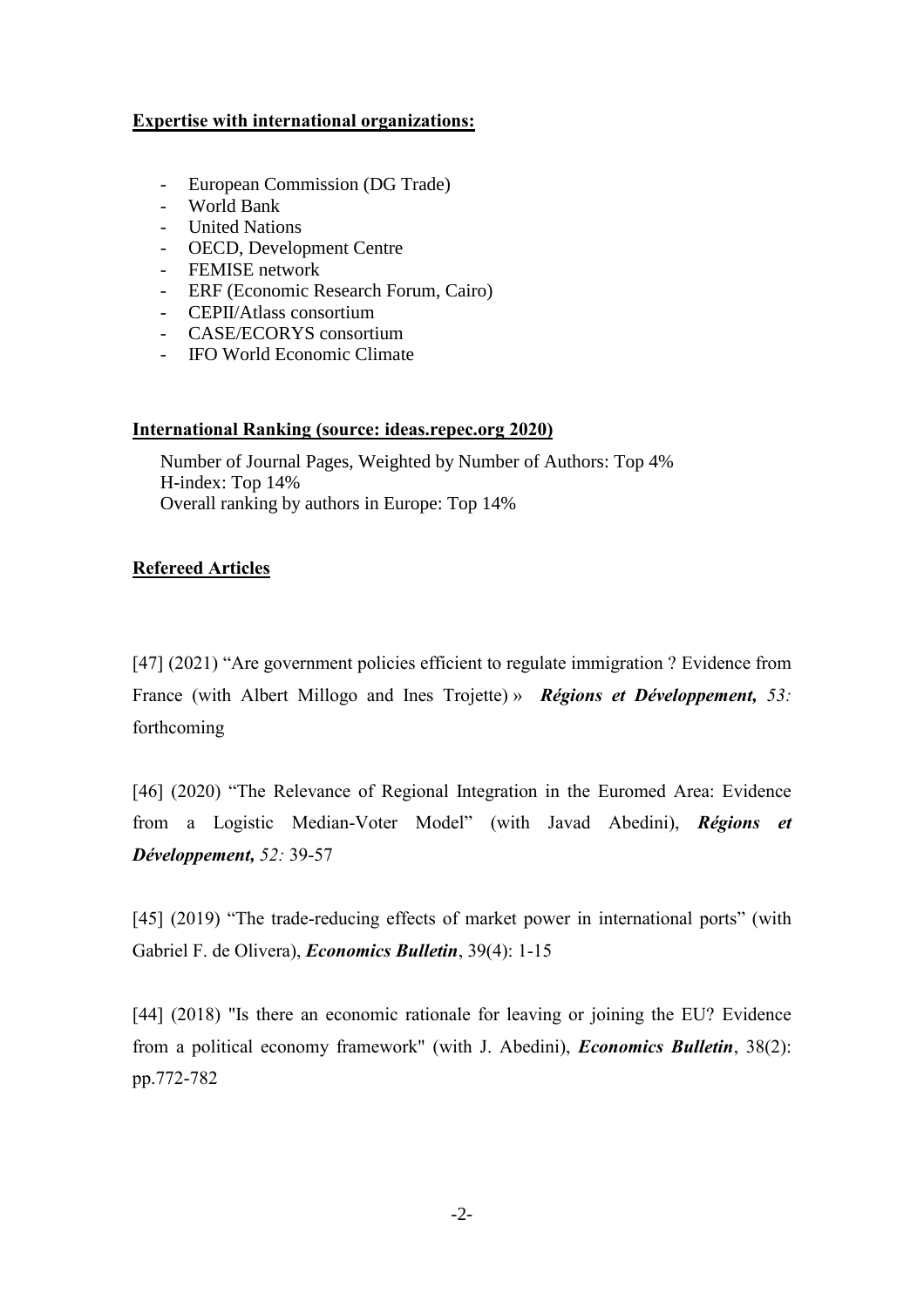**Expertise with international organizations:**

- European Commission (DG Trade)
- World Bank
- United Nations
- OECD, Development Centre
- FEMISE network
- ERF (Economic Research Forum, Cairo)
- CEPII/Atlass consortium
- CASE/ECORYS consortium
- IFO World Economic Climate

**International Ranking (source: ideas.repec.org 2020)**

Number of Journal Pages, Weighted by Number of Authors: Top 4%
H-index: Top 14%
Overall ranking by authors in Europe: Top 14%

**Refereed Articles**

[47] (2021) "Are government policies efficient to regulate immigration ? Evidence from France (with Albert Millogo and Ines Trojette) » ***Régions et Développement,*** *53:* forthcoming

[46] (2020) "The Relevance of Regional Integration in the Euromed Area: Evidence from a Logistic Median-Voter Model" (with Javad Abedini), ***Régions et Développement,*** *52:* 39-57

[45] (2019) "The trade-reducing effects of market power in international ports" (with Gabriel F. de Olivera), ***Economics Bulletin***, 39(4): 1-15

[44] (2018) "Is there an economic rationale for leaving or joining the EU? Evidence from a political economy framework" (with J. Abedini), ***Economics Bulletin***, 38(2): pp.772-782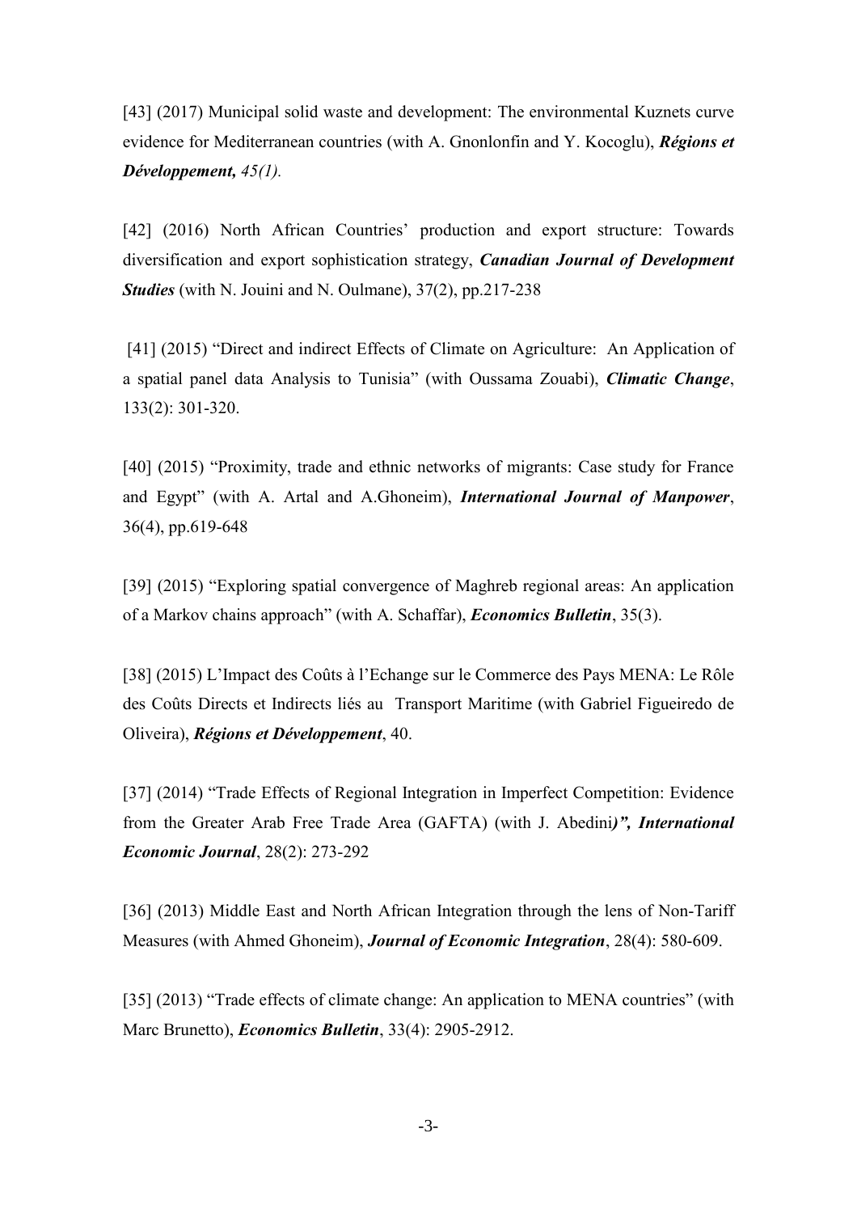[43] (2017) Municipal solid waste and development: The environmental Kuznets curve evidence for Mediterranean countries (with A. Gnonlonfin and Y. Kocoglu), ***Régions et Développement**, 45(1).*

[42] (2016) North African Countries' production and export structure: Towards diversification and export sophistication strategy, ***Canadian Journal of Development Studies*** (with N. Jouini and N. Oulmane), 37(2), pp.217-238

[41] (2015) "Direct and indirect Effects of Climate on Agriculture: An Application of a spatial panel data Analysis to Tunisia" (with Oussama Zouabi), ***Climatic Change***, 133(2): 301-320.

[40] (2015) "Proximity, trade and ethnic networks of migrants: Case study for France and Egypt" (with A. Artal and A.Ghoneim), ***International Journal of Manpower***, 36(4), pp.619-648

[39] (2015) "Exploring spatial convergence of Maghreb regional areas: An application of a Markov chains approach" (with A. Schaffar), ***Economics Bulletin***, 35(3).

[38] (2015) L'Impact des Coûts à l'Echange sur le Commerce des Pays MENA: Le Rôle des Coûts Directs et Indirects liés au Transport Maritime (with Gabriel Figueiredo de Oliveira), ***Régions et Développement***, 40.

[37] (2014) "Trade Effects of Regional Integration in Imperfect Competition: Evidence from the Greater Arab Free Trade Area (GAFTA) (with J. Abedini***)", International Economic Journal***, 28(2): 273-292

[36] (2013) Middle East and North African Integration through the lens of Non-Tariff Measures (with Ahmed Ghoneim), ***Journal of Economic Integration***, 28(4): 580-609.

[35] (2013) "Trade effects of climate change: An application to MENA countries" (with Marc Brunetto), ***Economics Bulletin***, 33(4): 2905-2912.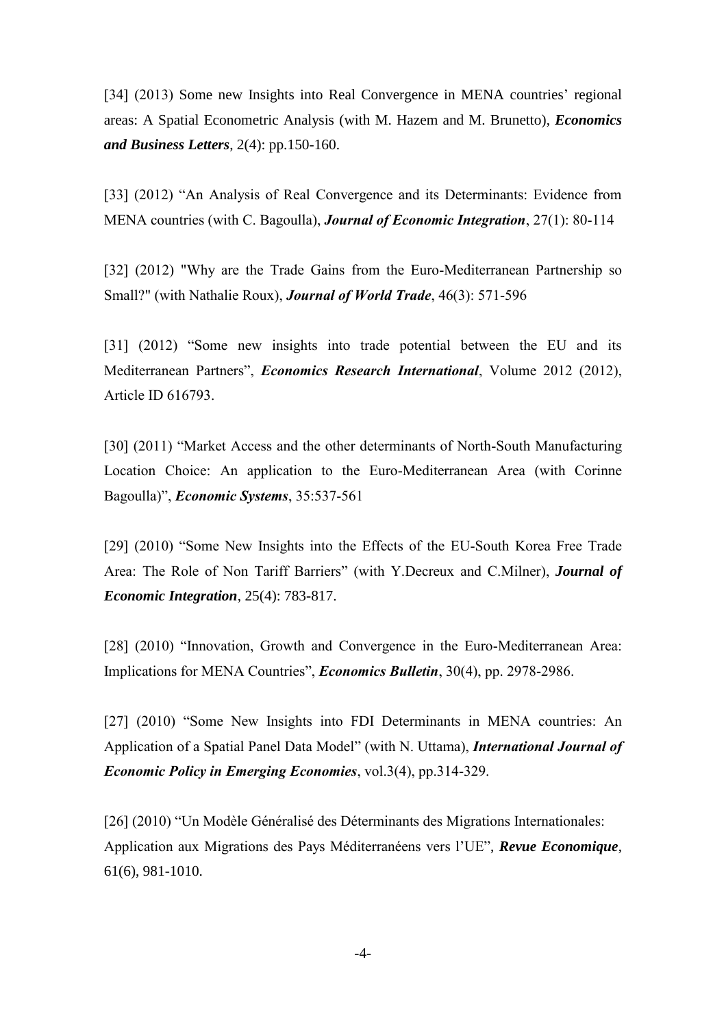[34] (2013) Some new Insights into Real Convergence in MENA countries' regional areas: A Spatial Econometric Analysis (with M. Hazem and M. Brunetto), ***Economics and Business Letters***, 2(4): pp.150-160.

[33] (2012) "An Analysis of Real Convergence and its Determinants: Evidence from MENA countries (with C. Bagoulla), ***Journal of Economic Integration***, 27(1): 80-114

[32] (2012) "Why are the Trade Gains from the Euro-Mediterranean Partnership so Small?" (with Nathalie Roux), ***Journal of World Trade***, 46(3): 571-596

[31] (2012) "Some new insights into trade potential between the EU and its Mediterranean Partners", ***Economics Research International***, Volume 2012 (2012), Article ID 616793.

[30] (2011) "Market Access and the other determinants of North-South Manufacturing Location Choice: An application to the Euro-Mediterranean Area (with Corinne Bagoulla)", ***Economic Systems***, 35:537-561

[29] (2010) "Some New Insights into the Effects of the EU-South Korea Free Trade Area: The Role of Non Tariff Barriers" (with Y.Decreux and C.Milner), ***Journal of Economic Integration***, 25(4): 783-817.

[28] (2010) "Innovation, Growth and Convergence in the Euro-Mediterranean Area: Implications for MENA Countries", ***Economics Bulletin***, 30(4), pp. 2978-2986.

[27] (2010) "Some New Insights into FDI Determinants in MENA countries: An Application of a Spatial Panel Data Model" (with N. Uttama), ***International Journal of Economic Policy in Emerging Economies***, vol.3(4), pp.314-329.

[26] (2010) "Un Modèle Généralisé des Déterminants des Migrations Internationales: Application aux Migrations des Pays Méditerranéens vers l'UE", ***Revue Economique***, 61(6), 981-1010.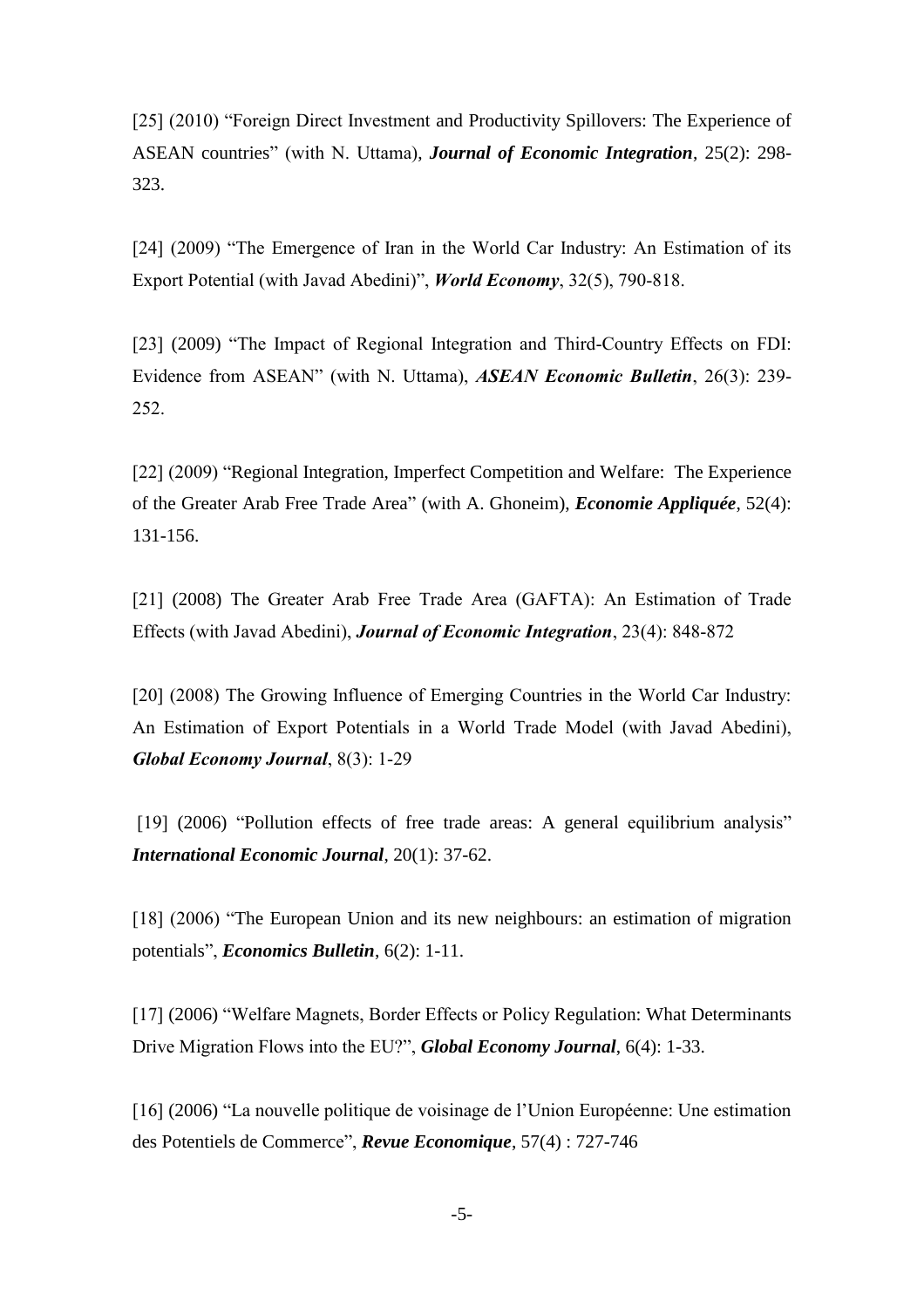[25] (2010) “Foreign Direct Investment and Productivity Spillovers: The Experience of ASEAN countries” (with N. Uttama), ***Journal of Economic Integration***, 25(2): 298-323.

[24] (2009) “The Emergence of Iran in the World Car Industry: An Estimation of its Export Potential (with Javad Abedini)”, ***World Economy***, 32(5), 790-818.

[23] (2009) “The Impact of Regional Integration and Third-Country Effects on FDI: Evidence from ASEAN” (with N. Uttama), ***ASEAN Economic Bulletin***, 26(3): 239-252.

[22] (2009) “Regional Integration, Imperfect Competition and Welfare: The Experience of the Greater Arab Free Trade Area” (with A. Ghoneim), ***Economie Appliquée***, 52(4): 131-156.

[21] (2008) The Greater Arab Free Trade Area (GAFTA): An Estimation of Trade Effects (with Javad Abedini), ***Journal of Economic Integration***, 23(4): 848-872

[20] (2008) The Growing Influence of Emerging Countries in the World Car Industry: An Estimation of Export Potentials in a World Trade Model (with Javad Abedini), ***Global Economy Journal***, 8(3): 1-29

[19] (2006) “Pollution effects of free trade areas: A general equilibrium analysis” ***International Economic Journal***, 20(1): 37-62.

[18] (2006) “The European Union and its new neighbours: an estimation of migration potentials”, ***Economics Bulletin***, 6(2): 1-11.

[17] (2006) “Welfare Magnets, Border Effects or Policy Regulation: What Determinants Drive Migration Flows into the EU?”, ***Global Economy Journal***, 6(4): 1-33.

[16] (2006) “La nouvelle politique de voisinage de l’Union Européenne: Une estimation des Potentiels de Commerce”, ***Revue Economique***, 57(4) : 727-746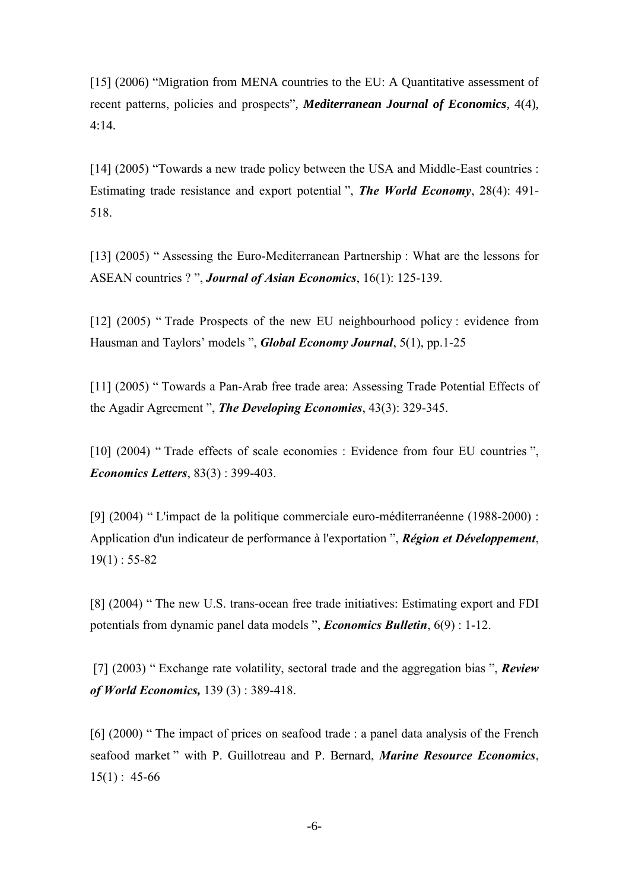[15] (2006) "Migration from MENA countries to the EU: A Quantitative assessment of recent patterns, policies and prospects", ***Mediterranean Journal of Economics***, 4(4), 4:14.

[14] (2005) "Towards a new trade policy between the USA and Middle-East countries : Estimating trade resistance and export potential ", ***The World Economy***, 28(4): 491-518.

[13] (2005) " Assessing the Euro-Mediterranean Partnership : What are the lessons for ASEAN countries ? ", ***Journal of Asian Economics***, 16(1): 125-139.

[12] (2005) " Trade Prospects of the new EU neighbourhood policy : evidence from Hausman and Taylors' models ", ***Global Economy Journal***, 5(1), pp.1-25

[11] (2005) " Towards a Pan-Arab free trade area: Assessing Trade Potential Effects of the Agadir Agreement ", ***The Developing Economies***, 43(3): 329-345.

[10] (2004) " Trade effects of scale economies : Evidence from four EU countries ", ***Economics Letters***, 83(3) : 399-403.

[9] (2004) " L'impact de la politique commerciale euro-méditerranéenne (1988-2000) : Application d'un indicateur de performance à l'exportation ", ***Région et Développement***, 19(1) : 55-82

[8] (2004) " The new U.S. trans-ocean free trade initiatives: Estimating export and FDI potentials from dynamic panel data models ", ***Economics Bulletin***, 6(9) : 1-12.

[7] (2003) " Exchange rate volatility, sectoral trade and the aggregation bias ", ***Review of World Economics,*** 139 (3) : 389-418.

[6] (2000) " The impact of prices on seafood trade : a panel data analysis of the French seafood market " with P. Guillotreau and P. Bernard, ***Marine Resource Economics***, 15(1) : 45-66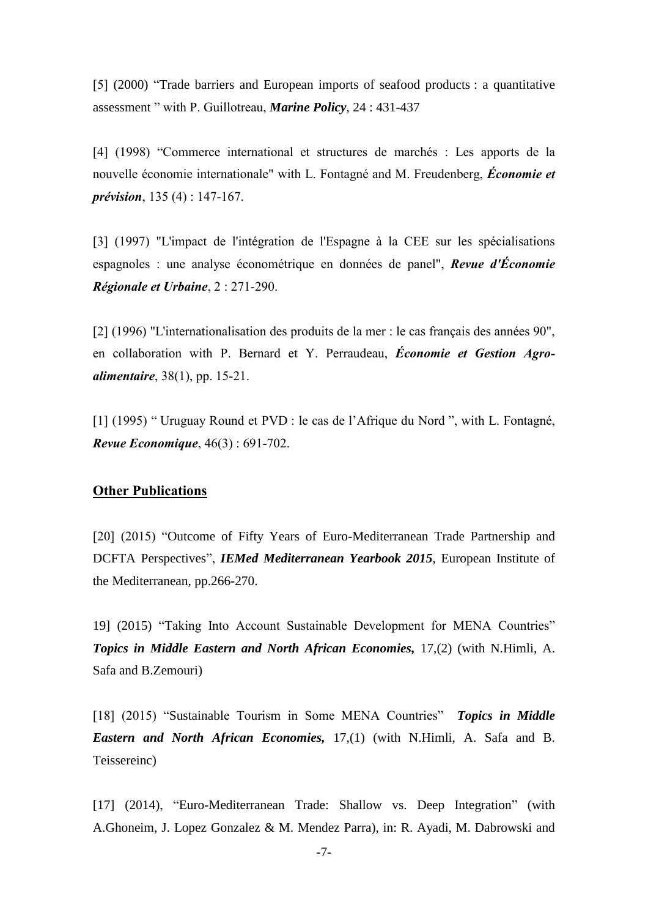[5] (2000) “Trade barriers and European imports of seafood products : a quantitative assessment ” with P. Guillotreau, ***Marine Policy***, 24 : 431-437

[4] (1998) “Commerce international et structures de marchés : Les apports de la nouvelle économie internationale" with L. Fontagné and M. Freudenberg, ***Économie et prévision***, 135 (4) : 147-167.

[3] (1997) "L'impact de l'intégration de l'Espagne à la CEE sur les spécialisations espagnoles : une analyse économétrique en données de panel", ***Revue d'Économie Régionale et Urbaine***, 2 : 271-290.

[2] (1996) "L'internationalisation des produits de la mer : le cas français des années 90", en collaboration with P. Bernard et Y. Perraudeau, ***Économie et Gestion Agro-alimentaire***, 38(1), pp. 15-21.

[1] (1995) “ Uruguay Round et PVD : le cas de l’Afrique du Nord ”, with L. Fontagné, ***Revue Economique***, 46(3) : 691-702.

## Other Publications

[20] (2015) “Outcome of Fifty Years of Euro-Mediterranean Trade Partnership and DCFTA Perspectives”, ***IEMed Mediterranean Yearbook 2015***, European Institute of the Mediterranean, pp.266-270.

19] (2015) “Taking Into Account Sustainable Development for MENA Countries” ***Topics in Middle Eastern and North African Economies,*** 17,(2) (with N.Himli, A. Safa and B.Zemouri)

[18] (2015) “Sustainable Tourism in Some MENA Countries” ***Topics in Middle Eastern and North African Economies,*** 17,(1) (with N.Himli, A. Safa and B. Teissereinc)

[17] (2014), “Euro-Mediterranean Trade: Shallow vs. Deep Integration” (with A.Ghoneim, J. Lopez Gonzalez & M. Mendez Parra), in: R. Ayadi, M. Dabrowski and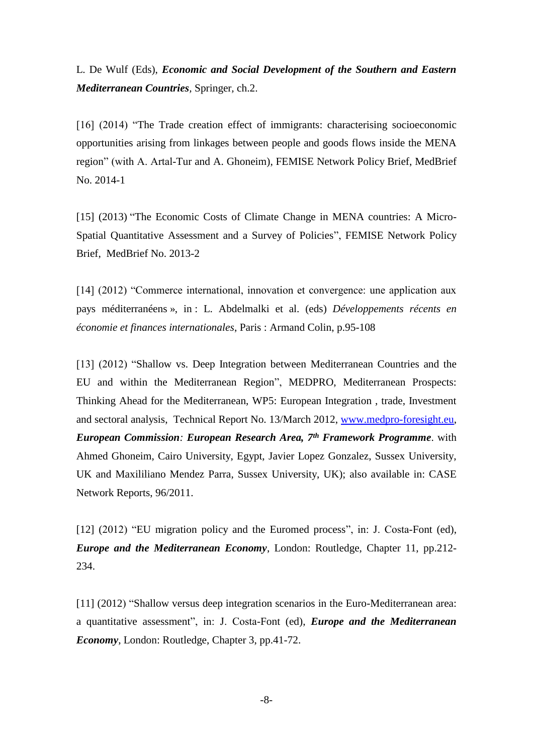L. De Wulf (Eds), ***Economic and Social Development of the Southern and Eastern Mediterranean Countries***, Springer, ch.2.

[16] (2014) "The Trade creation effect of immigrants: characterising socioeconomic opportunities arising from linkages between people and goods flows inside the MENA region" (with A. Artal-Tur and A. Ghoneim), FEMISE Network Policy Brief, MedBrief No. 2014-1

[15] (2013) "The Economic Costs of Climate Change in MENA countries: A Micro-Spatial Quantitative Assessment and a Survey of Policies", FEMISE Network Policy Brief, MedBrief No. 2013-2

[14] (2012) "Commerce international, innovation et convergence: une application aux pays méditerranéens », in : L. Abdelmalki et al. (eds) *Développements récents en économie et finances internationales*, Paris : Armand Colin, p.95-108

[13] (2012) "Shallow vs. Deep Integration between Mediterranean Countries and the EU and within the Mediterranean Region", MEDPRO, Mediterranean Prospects: Thinking Ahead for the Mediterranean, WP5: European Integration , trade, Investment and sectoral analysis, Technical Report No. 13/March 2012, [www.medpro-foresight.eu](http://www.medpro-foresight.eu), ***European Commission: European Research Area, 7th Framework Programme***. with Ahmed Ghoneim, Cairo University, Egypt, Javier Lopez Gonzalez, Sussex University, UK and Maxililiano Mendez Parra, Sussex University, UK); also available in: CASE Network Reports, 96/2011.

[12] (2012) "EU migration policy and the Euromed process", in: J. Costa-Font (ed), ***Europe and the Mediterranean Economy***, London: Routledge, Chapter 11, pp.212-234.

[11] (2012) "Shallow versus deep integration scenarios in the Euro-Mediterranean area: a quantitative assessment", in: J. Costa-Font (ed), ***Europe and the Mediterranean Economy***, London: Routledge, Chapter 3, pp.41-72.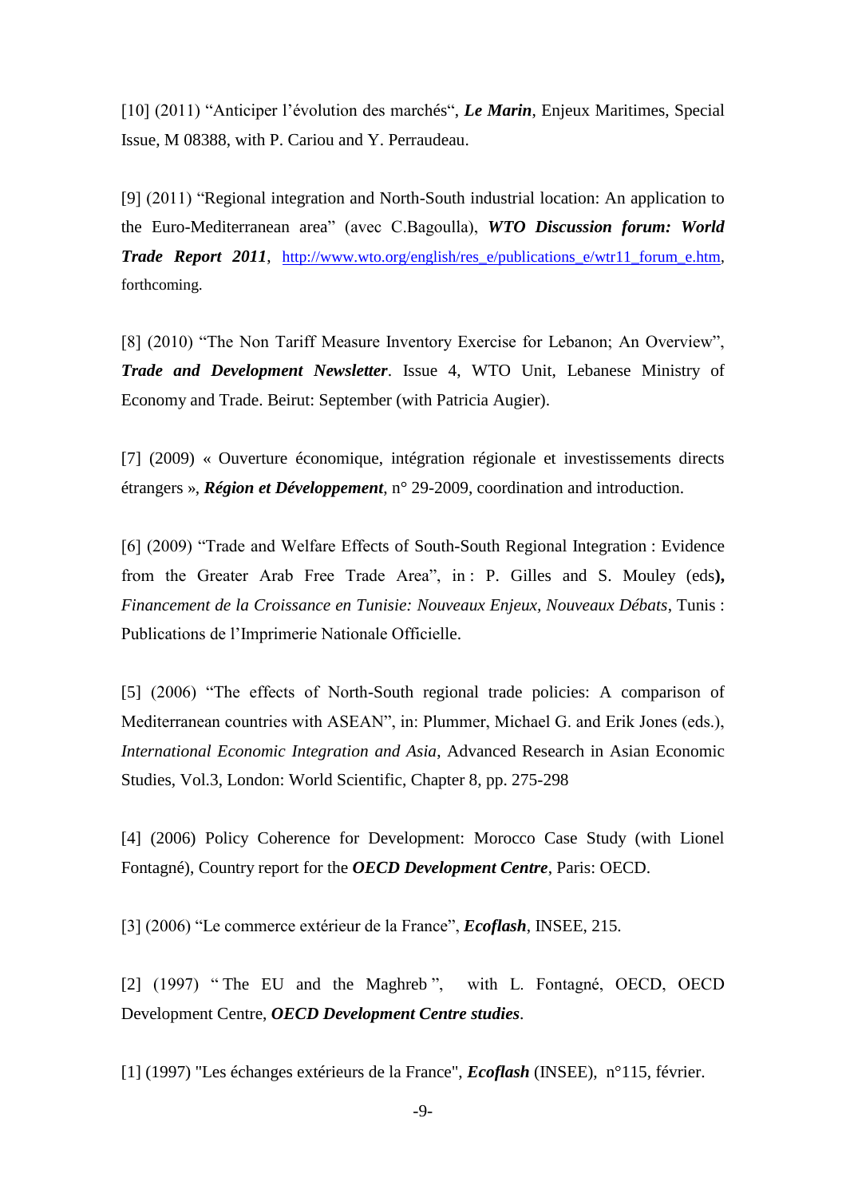[10] (2011) “Anticiper l’évolution des marchés“, ***Le Marin***, Enjeux Maritimes, Special Issue, M 08388, with P. Cariou and Y. Perraudeau.

[9] (2011) “Regional integration and North-South industrial location: An application to the Euro-Mediterranean area” (avec C.Bagoulla), ***WTO Discussion forum: World Trade Report 2011***, http://www.wto.org/english/res_e/publications_e/wtr11_forum_e.htm, forthcoming.

[8] (2010) “The Non Tariff Measure Inventory Exercise for Lebanon; An Overview”, ***Trade and Development Newsletter***. Issue 4, WTO Unit, Lebanese Ministry of Economy and Trade. Beirut: September (with Patricia Augier).

[7] (2009) « Ouverture économique, intégration régionale et investissements directs étrangers », ***Région et Développement***, n° 29-2009, coordination and introduction.

[6] (2009) “Trade and Welfare Effects of South-South Regional Integration : Evidence from the Greater Arab Free Trade Area”, in : P. Gilles and S. Mouley (eds**),** *Financement de la Croissance en Tunisie: Nouveaux Enjeux, Nouveaux Débats*, Tunis : Publications de l’Imprimerie Nationale Officielle.

[5] (2006) “The effects of North-South regional trade policies: A comparison of Mediterranean countries with ASEAN”, in: Plummer, Michael G. and Erik Jones (eds.), *International Economic Integration and Asia*, Advanced Research in Asian Economic Studies, Vol.3, London: World Scientific, Chapter 8, pp. 275-298

[4] (2006) Policy Coherence for Development: Morocco Case Study (with Lionel Fontagné), Country report for the ***OECD Development Centre***, Paris: OECD.

[3] (2006) “Le commerce extérieur de la France”, ***Ecoflash***, INSEE, 215.

[2] (1997) “ The EU and the Maghreb ”, with L. Fontagné, OECD, OECD Development Centre, ***OECD Development Centre studies***.

[1] (1997) "Les échanges extérieurs de la France", ***Ecoflash*** (INSEE), n°115, février.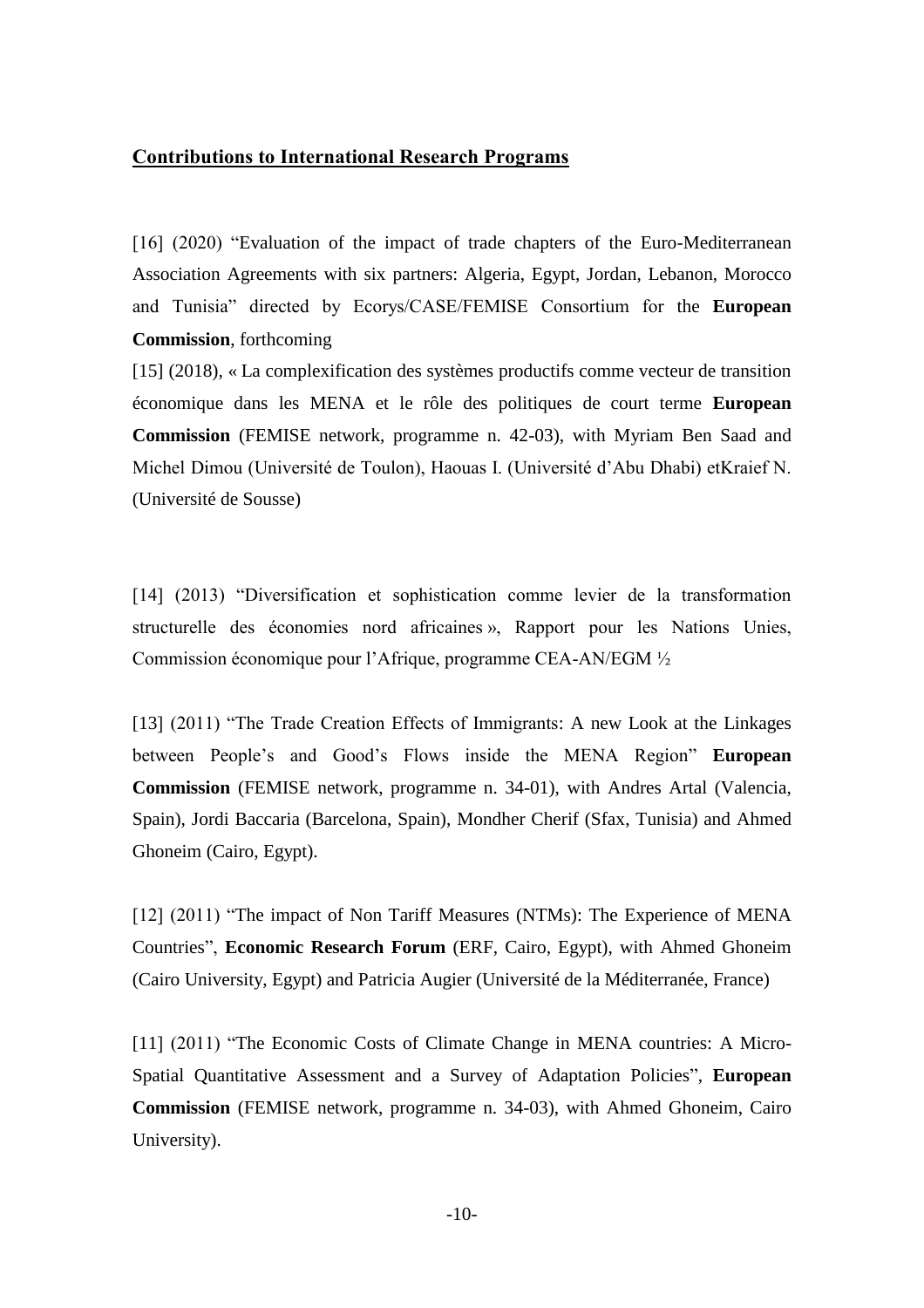## Contributions to International Research Programs

[16] (2020) "Evaluation of the impact of trade chapters of the Euro-Mediterranean Association Agreements with six partners: Algeria, Egypt, Jordan, Lebanon, Morocco and Tunisia" directed by Ecorys/CASE/FEMISE Consortium for the **European Commission**, forthcoming

[15] (2018), « La complexification des systèmes productifs comme vecteur de transition économique dans les MENA et le rôle des politiques de court terme **European Commission** (FEMISE network, programme n. 42-03), with Myriam Ben Saad and Michel Dimou (Université de Toulon), Haouas I. (Université d'Abu Dhabi) etKraief N. (Université de Sousse)

[14] (2013) "Diversification et sophistication comme levier de la transformation structurelle des économies nord africaines », Rapport pour les Nations Unies, Commission économique pour l'Afrique, programme CEA-AN/EGM ½

[13] (2011) "The Trade Creation Effects of Immigrants: A new Look at the Linkages between People's and Good's Flows inside the MENA Region" **European Commission** (FEMISE network, programme n. 34-01), with Andres Artal (Valencia, Spain), Jordi Baccaria (Barcelona, Spain), Mondher Cherif (Sfax, Tunisia) and Ahmed Ghoneim (Cairo, Egypt).

[12] (2011) "The impact of Non Tariff Measures (NTMs): The Experience of MENA Countries", **Economic Research Forum** (ERF, Cairo, Egypt), with Ahmed Ghoneim (Cairo University, Egypt) and Patricia Augier (Université de la Méditerranée, France)

[11] (2011) "The Economic Costs of Climate Change in MENA countries: A Micro-Spatial Quantitative Assessment and a Survey of Adaptation Policies", **European Commission** (FEMISE network, programme n. 34-03), with Ahmed Ghoneim, Cairo University).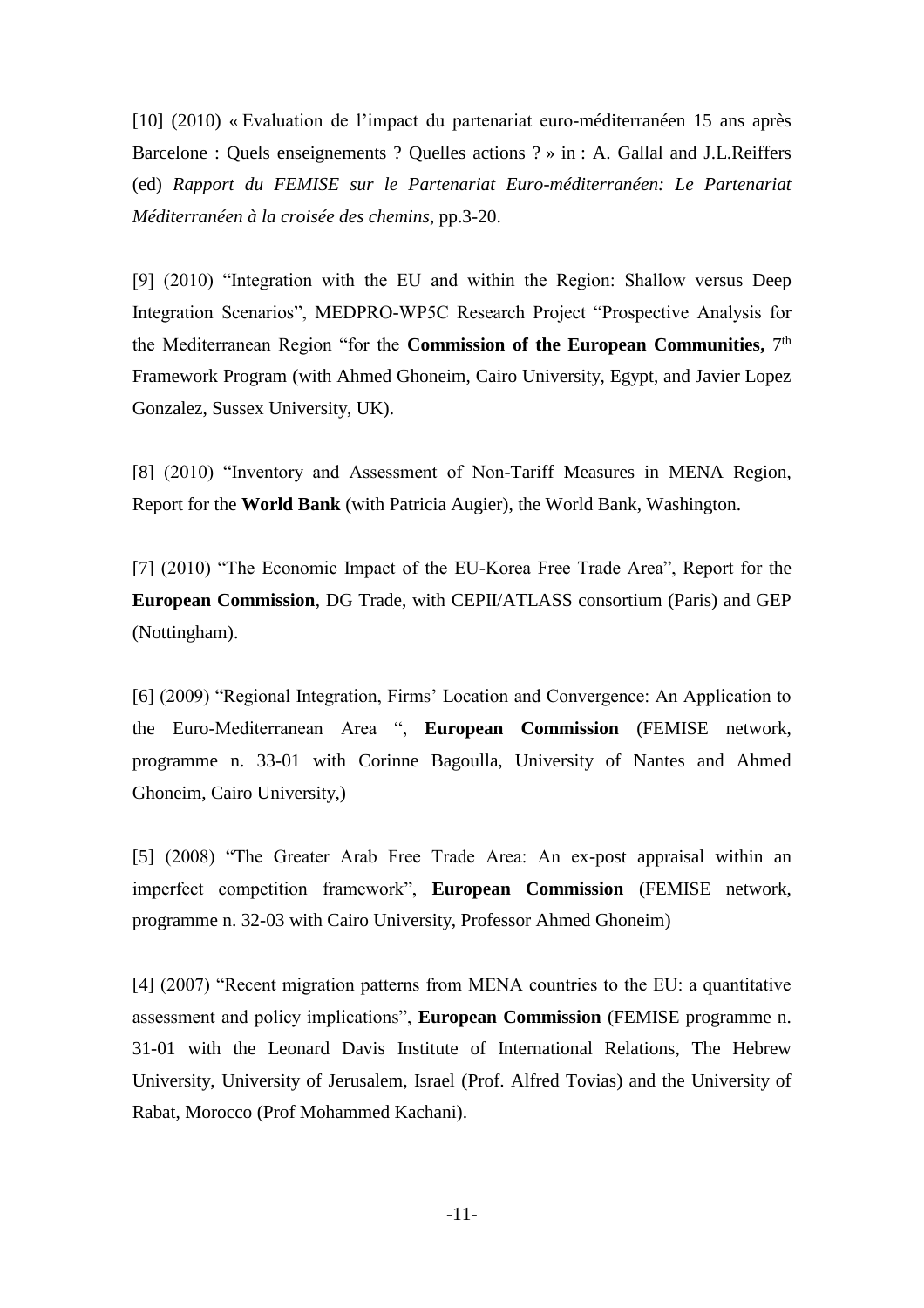[10] (2010) « Evaluation de l'impact du partenariat euro-méditerranéen 15 ans après Barcelone : Quels enseignements ? Quelles actions ? » in : A. Gallal and J.L.Reiffers (ed) *Rapport du FEMISE sur le Partenariat Euro-méditerranéen: Le Partenariat Méditerranéen à la croisée des chemins*, pp.3-20.

[9] (2010) "Integration with the EU and within the Region: Shallow versus Deep Integration Scenarios", MEDPRO-WP5C Research Project "Prospective Analysis for the Mediterranean Region "for the **Commission of the European Communities,** 7th Framework Program (with Ahmed Ghoneim, Cairo University, Egypt, and Javier Lopez Gonzalez, Sussex University, UK).

[8] (2010) "Inventory and Assessment of Non-Tariff Measures in MENA Region, Report for the **World Bank** (with Patricia Augier), the World Bank, Washington.

[7] (2010) "The Economic Impact of the EU-Korea Free Trade Area", Report for the **European Commission**, DG Trade, with CEPII/ATLASS consortium (Paris) and GEP (Nottingham).

[6] (2009) "Regional Integration, Firms' Location and Convergence: An Application to the Euro-Mediterranean Area ", **European Commission** (FEMISE network, programme n. 33-01 with Corinne Bagoulla, University of Nantes and Ahmed Ghoneim, Cairo University,)

[5] (2008) "The Greater Arab Free Trade Area: An ex-post appraisal within an imperfect competition framework", **European Commission** (FEMISE network, programme n. 32-03 with Cairo University, Professor Ahmed Ghoneim)

[4] (2007) "Recent migration patterns from MENA countries to the EU: a quantitative assessment and policy implications", **European Commission** (FEMISE programme n. 31-01 with the Leonard Davis Institute of International Relations, The Hebrew University, University of Jerusalem, Israel (Prof. Alfred Tovias) and the University of Rabat, Morocco (Prof Mohammed Kachani).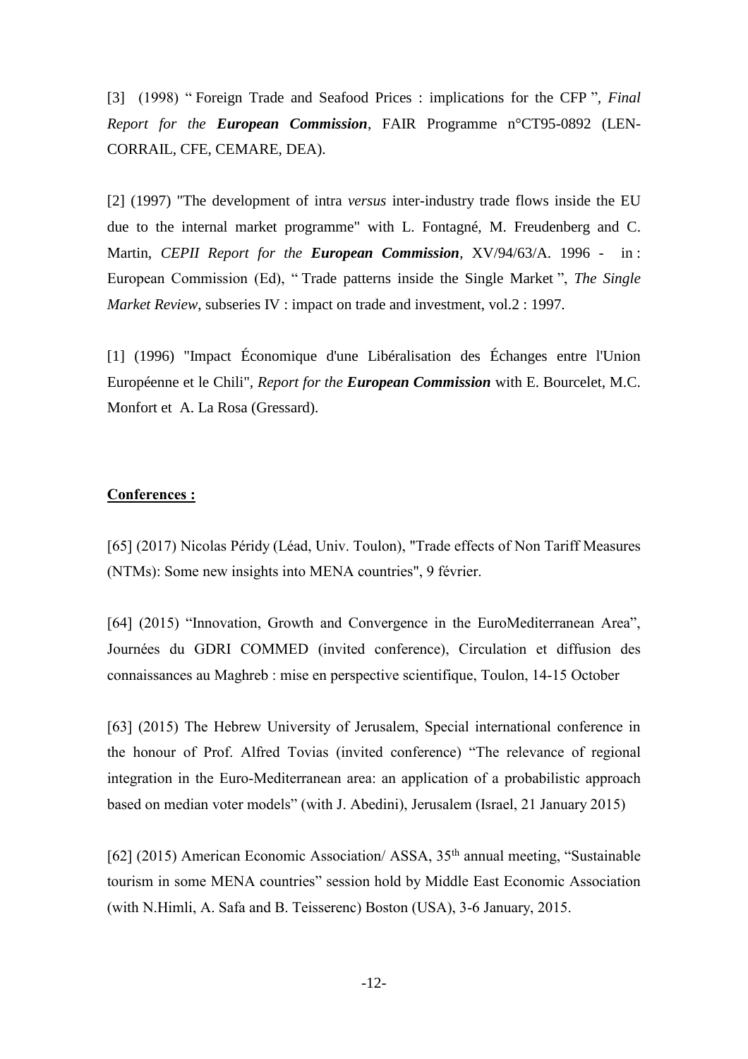[3] (1998) " Foreign Trade and Seafood Prices : implications for the CFP ", *Final Report for the **European Commission***, FAIR Programme n°CT95-0892 (LEN-CORRAIL, CFE, CEMARE, DEA).

[2] (1997) "The development of intra *versus* inter-industry trade flows inside the EU due to the internal market programme" with L. Fontagné, M. Freudenberg and C. Martin, *CEPII Report for the **European Commission***, XV/94/63/A. 1996 - in : European Commission (Ed), " Trade patterns inside the Single Market ", *The Single Market Review*, subseries IV : impact on trade and investment, vol.2 : 1997.

[1] (1996) "Impact Économique d'une Libéralisation des Échanges entre l'Union Européenne et le Chili", *Report for the **European Commission*** with E. Bourcelet, M.C. Monfort et A. La Rosa (Gressard).

**Conferences :**

[65] (2017) Nicolas Péridy (Léad, Univ. Toulon), "Trade effects of Non Tariff Measures (NTMs): Some new insights into MENA countries", 9 février.

[64] (2015) "Innovation, Growth and Convergence in the EuroMediterranean Area", Journées du GDRI COMMED (invited conference), Circulation et diffusion des connaissances au Maghreb : mise en perspective scientifique, Toulon, 14-15 October

[63] (2015) The Hebrew University of Jerusalem, Special international conference in the honour of Prof. Alfred Tovias (invited conference) "The relevance of regional integration in the Euro-Mediterranean area: an application of a probabilistic approach based on median voter models" (with J. Abedini), Jerusalem (Israel, 21 January 2015)

[62] (2015) American Economic Association/ ASSA, 35th annual meeting, "Sustainable tourism in some MENA countries" session hold by Middle East Economic Association (with N.Himli, A. Safa and B. Teisserenc) Boston (USA), 3-6 January, 2015.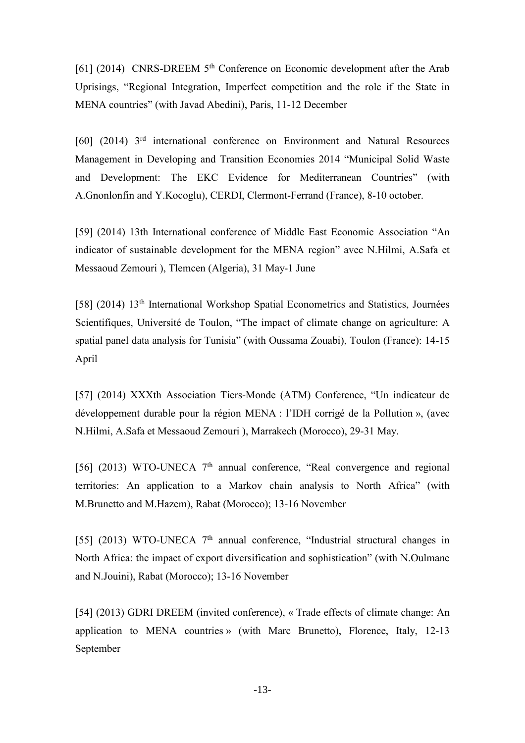[61] (2014) CNRS-DREEM 5th Conference on Economic development after the Arab Uprisings, "Regional Integration, Imperfect competition and the role if the State in MENA countries" (with Javad Abedini), Paris, 11-12 December

[60] (2014) 3rd international conference on Environment and Natural Resources Management in Developing and Transition Economies 2014 "Municipal Solid Waste and Development: The EKC Evidence for Mediterranean Countries" (with A.Gnonlonfin and Y.Kocoglu), CERDI, Clermont-Ferrand (France), 8-10 october.

[59] (2014) 13th International conference of Middle East Economic Association "An indicator of sustainable development for the MENA region" avec N.Hilmi, A.Safa et Messaoud Zemouri ), Tlemcen (Algeria), 31 May-1 June

[58] (2014) 13th International Workshop Spatial Econometrics and Statistics, Journées Scientifiques, Université de Toulon, "The impact of climate change on agriculture: A spatial panel data analysis for Tunisia" (with Oussama Zouabi), Toulon (France): 14-15 April

[57] (2014) XXXth Association Tiers-Monde (ATM) Conference, "Un indicateur de développement durable pour la région MENA : l'IDH corrigé de la Pollution », (avec N.Hilmi, A.Safa et Messaoud Zemouri ), Marrakech (Morocco), 29-31 May.

[56] (2013) WTO-UNECA 7th annual conference, "Real convergence and regional territories: An application to a Markov chain analysis to North Africa" (with M.Brunetto and M.Hazem), Rabat (Morocco); 13-16 November

[55] (2013) WTO-UNECA 7th annual conference, "Industrial structural changes in North Africa: the impact of export diversification and sophistication" (with N.Oulmane and N.Jouini), Rabat (Morocco); 13-16 November

[54] (2013) GDRI DREEM (invited conference), « Trade effects of climate change: An application to MENA countries » (with Marc Brunetto), Florence, Italy, 12-13 September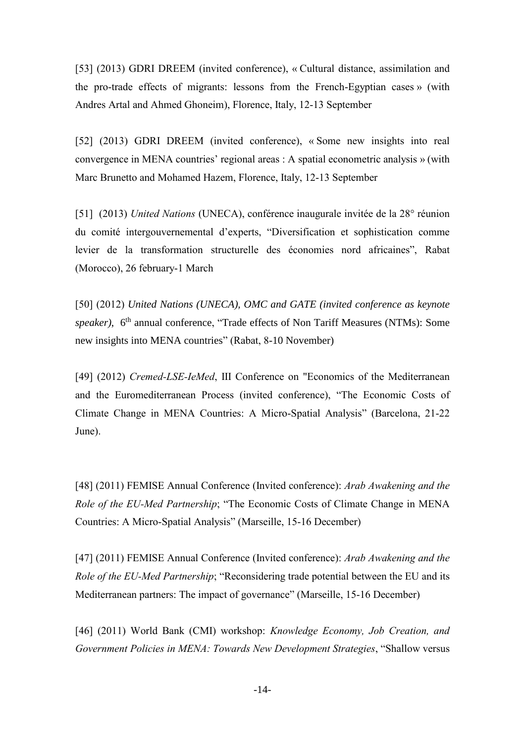[53] (2013) GDRI DREEM (invited conference), « Cultural distance, assimilation and the pro-trade effects of migrants: lessons from the French-Egyptian cases » (with Andres Artal and Ahmed Ghoneim), Florence, Italy, 12-13 September

[52] (2013) GDRI DREEM (invited conference), « Some new insights into real convergence in MENA countries' regional areas : A spatial econometric analysis » (with Marc Brunetto and Mohamed Hazem, Florence, Italy, 12-13 September

[51] (2013) *United Nations* (UNECA), conférence inaugurale invitée de la 28° réunion du comité intergouvernemental d'experts, "Diversification et sophistication comme levier de la transformation structurelle des économies nord africaines", Rabat (Morocco), 26 february-1 March

[50] (2012) *United Nations (UNECA), OMC and GATE (invited conference as keynote speaker)*, 6th annual conference, "Trade effects of Non Tariff Measures (NTMs): Some new insights into MENA countries" (Rabat, 8-10 November)

[49] (2012) *Cremed-LSE-IeMed*, III Conference on "Economics of the Mediterranean and the Euromediterranean Process (invited conference), "The Economic Costs of Climate Change in MENA Countries: A Micro-Spatial Analysis" (Barcelona, 21-22 June).

[48] (2011) FEMISE Annual Conference (Invited conference): *Arab Awakening and the Role of the EU-Med Partnership*; "The Economic Costs of Climate Change in MENA Countries: A Micro-Spatial Analysis" (Marseille, 15-16 December)

[47] (2011) FEMISE Annual Conference (Invited conference): *Arab Awakening and the Role of the EU-Med Partnership*; "Reconsidering trade potential between the EU and its Mediterranean partners: The impact of governance" (Marseille, 15-16 December)

[46] (2011) World Bank (CMI) workshop: *Knowledge Economy, Job Creation, and Government Policies in MENA: Towards New Development Strategies*, "Shallow versus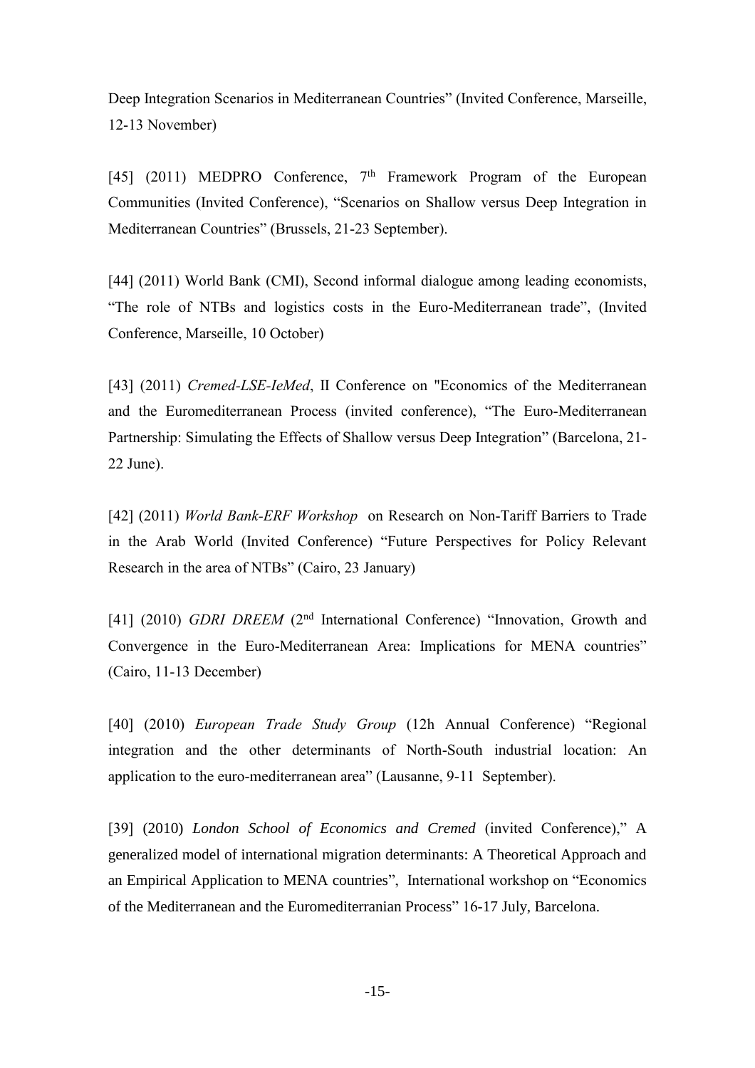Deep Integration Scenarios in Mediterranean Countries" (Invited Conference, Marseille, 12-13 November)

[45] (2011) MEDPRO Conference, 7$^{th}$ Framework Program of the European Communities (Invited Conference), "Scenarios on Shallow versus Deep Integration in Mediterranean Countries" (Brussels, 21-23 September).

[44] (2011) World Bank (CMI), Second informal dialogue among leading economists, "The role of NTBs and logistics costs in the Euro-Mediterranean trade", (Invited Conference, Marseille, 10 October)

[43] (2011) *Cremed-LSE-IeMed*, II Conference on "Economics of the Mediterranean and the Euromediterranean Process (invited conference), "The Euro-Mediterranean Partnership: Simulating the Effects of Shallow versus Deep Integration" (Barcelona, 21-22 June).

[42] (2011) *World Bank-ERF Workshop* on Research on Non-Tariff Barriers to Trade in the Arab World (Invited Conference) "Future Perspectives for Policy Relevant Research in the area of NTBs" (Cairo, 23 January)

[41] (2010) *GDRI DREEM* (2$^{nd}$ International Conference) "Innovation, Growth and Convergence in the Euro-Mediterranean Area: Implications for MENA countries" (Cairo, 11-13 December)

[40] (2010) *European Trade Study Group* (12h Annual Conference) "Regional integration and the other determinants of North-South industrial location: An application to the euro-mediterranean area" (Lausanne, 9-11 September).

[39] (2010) *London School of Economics and Cremed* (invited Conference)," A generalized model of international migration determinants: A Theoretical Approach and an Empirical Application to MENA countries", International workshop on "Economics of the Mediterranean and the Euromediterranian Process" 16-17 July, Barcelona.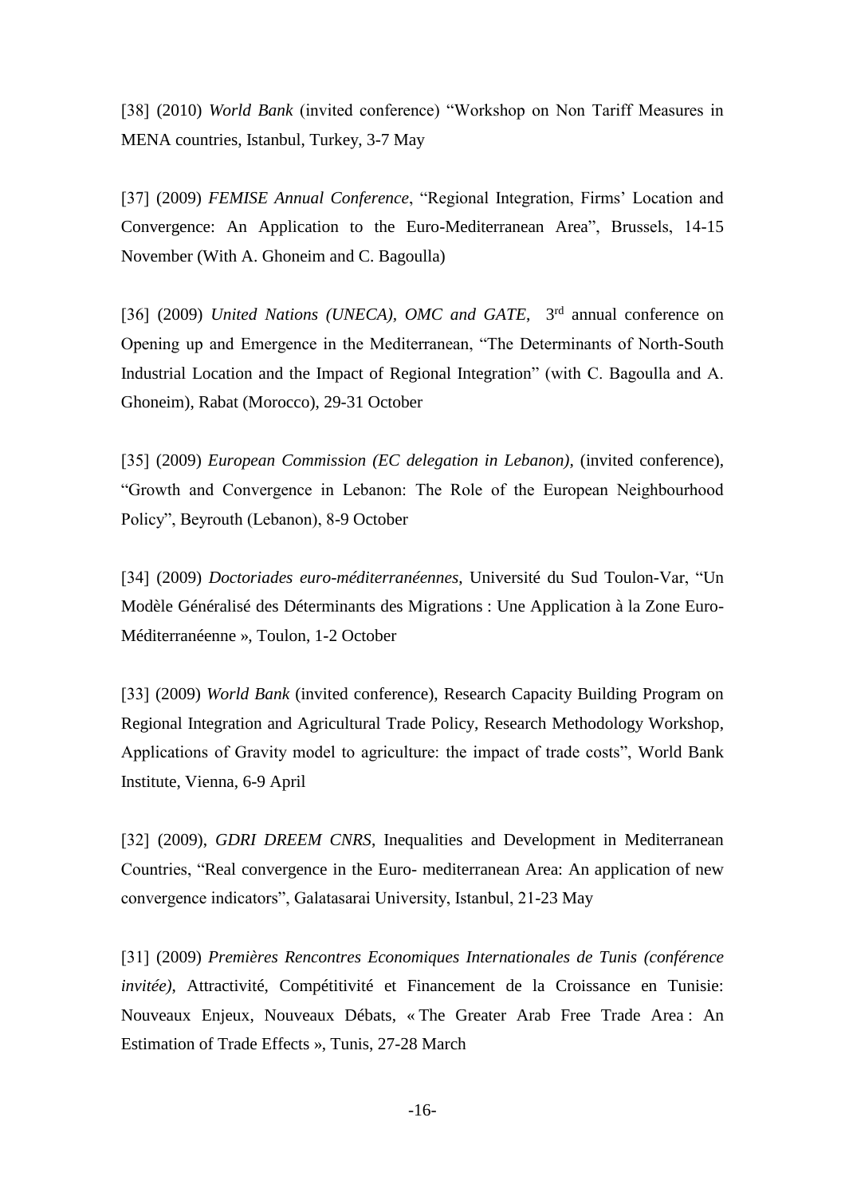[38] (2010) *World Bank* (invited conference) "Workshop on Non Tariff Measures in MENA countries, Istanbul, Turkey, 3-7 May

[37] (2009) *FEMISE Annual Conference*, "Regional Integration, Firms' Location and Convergence: An Application to the Euro-Mediterranean Area", Brussels, 14-15 November (With A. Ghoneim and C. Bagoulla)

[36] (2009) *United Nations (UNECA), OMC and GATE*, 3rd annual conference on Opening up and Emergence in the Mediterranean, "The Determinants of North-South Industrial Location and the Impact of Regional Integration" (with C. Bagoulla and A. Ghoneim), Rabat (Morocco), 29-31 October

[35] (2009) *European Commission (EC delegation in Lebanon),* (invited conference), "Growth and Convergence in Lebanon: The Role of the European Neighbourhood Policy", Beyrouth (Lebanon), 8-9 October

[34] (2009) *Doctoriades euro-méditerranéennes*, Université du Sud Toulon-Var, "Un Modèle Généralisé des Déterminants des Migrations : Une Application à la Zone Euro-Méditerranéenne », Toulon, 1-2 October

[33] (2009) *World Bank* (invited conference), Research Capacity Building Program on Regional Integration and Agricultural Trade Policy, Research Methodology Workshop, Applications of Gravity model to agriculture: the impact of trade costs", World Bank Institute, Vienna, 6-9 April

[32] (2009), *GDRI DREEM CNRS*, Inequalities and Development in Mediterranean Countries, "Real convergence in the Euro- mediterranean Area: An application of new convergence indicators", Galatasarai University, Istanbul, 21-23 May

[31] (2009) *Premières Rencontres Economiques Internationales de Tunis (conférence invitée)*, Attractivité, Compétitivité et Financement de la Croissance en Tunisie: Nouveaux Enjeux, Nouveaux Débats, « The Greater Arab Free Trade Area : An Estimation of Trade Effects », Tunis, 27-28 March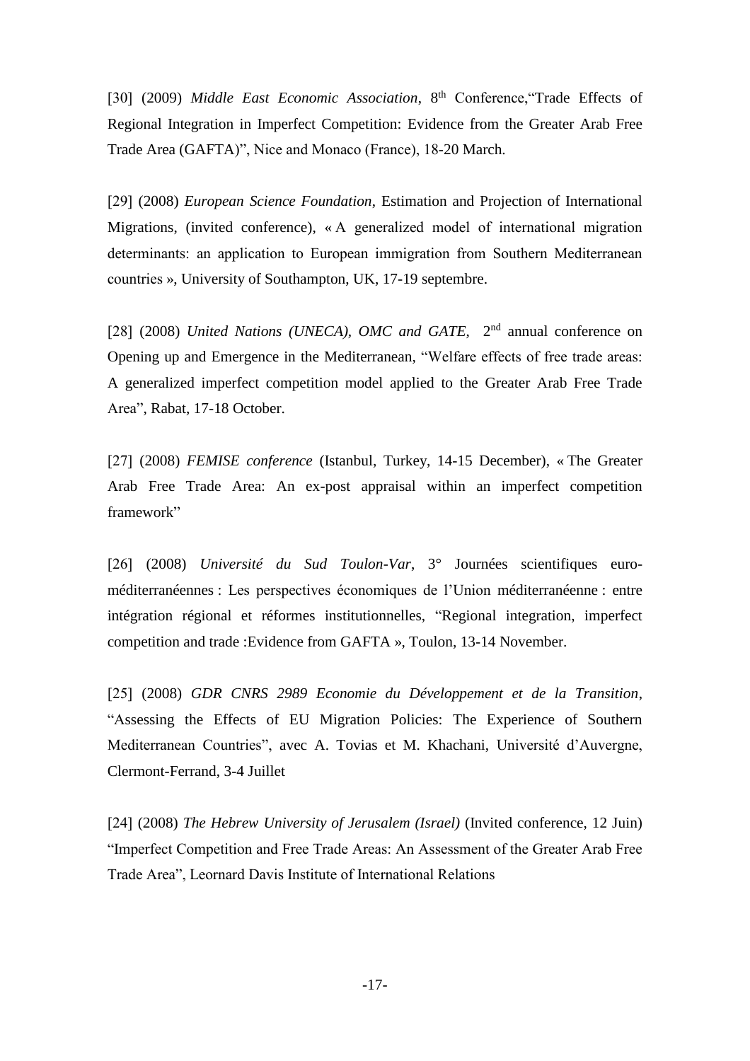[30] (2009) *Middle East Economic Association*, 8th Conference,"Trade Effects of Regional Integration in Imperfect Competition: Evidence from the Greater Arab Free Trade Area (GAFTA)", Nice and Monaco (France), 18-20 March.

[29] (2008) *European Science Foundation*, Estimation and Projection of International Migrations, (invited conference), « A generalized model of international migration determinants: an application to European immigration from Southern Mediterranean countries », University of Southampton, UK, 17-19 septembre.

[28] (2008) *United Nations (UNECA), OMC and GATE*, 2nd annual conference on Opening up and Emergence in the Mediterranean, "Welfare effects of free trade areas: A generalized imperfect competition model applied to the Greater Arab Free Trade Area", Rabat, 17-18 October.

[27] (2008) *FEMISE conference* (Istanbul, Turkey, 14-15 December), « The Greater Arab Free Trade Area: An ex-post appraisal within an imperfect competition framework"

[26] (2008) *Université du Sud Toulon-Var*, 3° Journées scientifiques euro-méditerranéennes : Les perspectives économiques de l'Union méditerranéenne : entre intégration régional et réformes institutionnelles, "Regional integration, imperfect competition and trade :Evidence from GAFTA », Toulon, 13-14 November.

[25] (2008) *GDR CNRS 2989 Economie du Développement et de la Transition*, "Assessing the Effects of EU Migration Policies: The Experience of Southern Mediterranean Countries", avec A. Tovias et M. Khachani, Université d'Auvergne, Clermont-Ferrand, 3-4 Juillet

[24] (2008) *The Hebrew University of Jerusalem (Israel)* (Invited conference, 12 Juin) "Imperfect Competition and Free Trade Areas: An Assessment of the Greater Arab Free Trade Area", Leornard Davis Institute of International Relations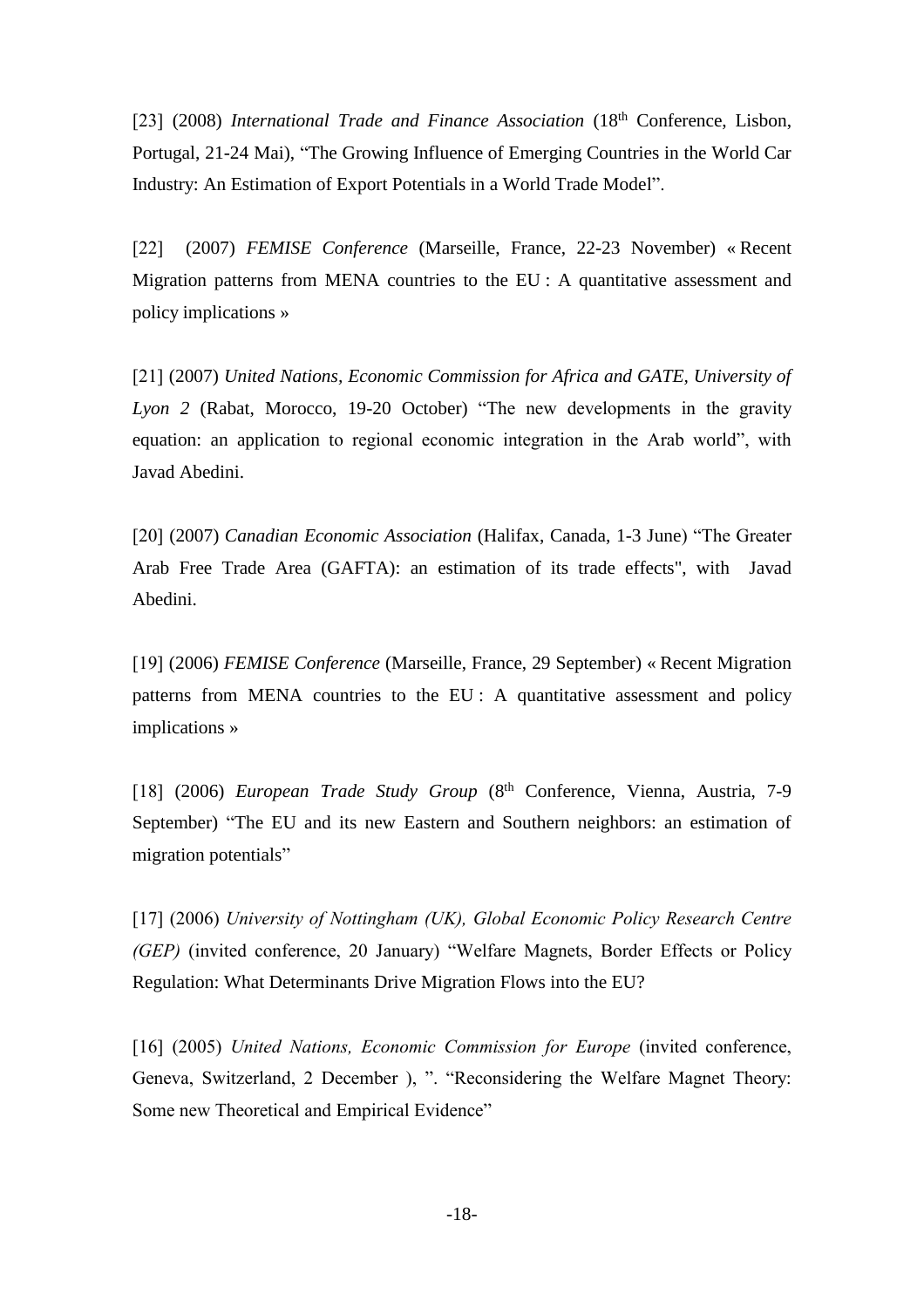[23] (2008) *International Trade and Finance Association* (18th Conference, Lisbon, Portugal, 21-24 Mai), "The Growing Influence of Emerging Countries in the World Car Industry: An Estimation of Export Potentials in a World Trade Model".

[22] (2007) *FEMISE Conference* (Marseille, France, 22-23 November) « Recent Migration patterns from MENA countries to the EU : A quantitative assessment and policy implications »

[21] (2007) *United Nations, Economic Commission for Africa and GATE, University of Lyon 2* (Rabat, Morocco, 19-20 October) "The new developments in the gravity equation: an application to regional economic integration in the Arab world", with Javad Abedini.

[20] (2007) *Canadian Economic Association* (Halifax, Canada, 1-3 June) "The Greater Arab Free Trade Area (GAFTA): an estimation of its trade effects", with Javad Abedini.

[19] (2006) *FEMISE Conference* (Marseille, France, 29 September) « Recent Migration patterns from MENA countries to the EU : A quantitative assessment and policy implications »

[18] (2006) *European Trade Study Group* (8th Conference, Vienna, Austria, 7-9 September) "The EU and its new Eastern and Southern neighbors: an estimation of migration potentials"

[17] (2006) *University of Nottingham (UK), Global Economic Policy Research Centre (GEP)* (invited conference, 20 January) "Welfare Magnets, Border Effects or Policy Regulation: What Determinants Drive Migration Flows into the EU?

[16] (2005) *United Nations, Economic Commission for Europe* (invited conference, Geneva, Switzerland, 2 December ), ". "Reconsidering the Welfare Magnet Theory: Some new Theoretical and Empirical Evidence"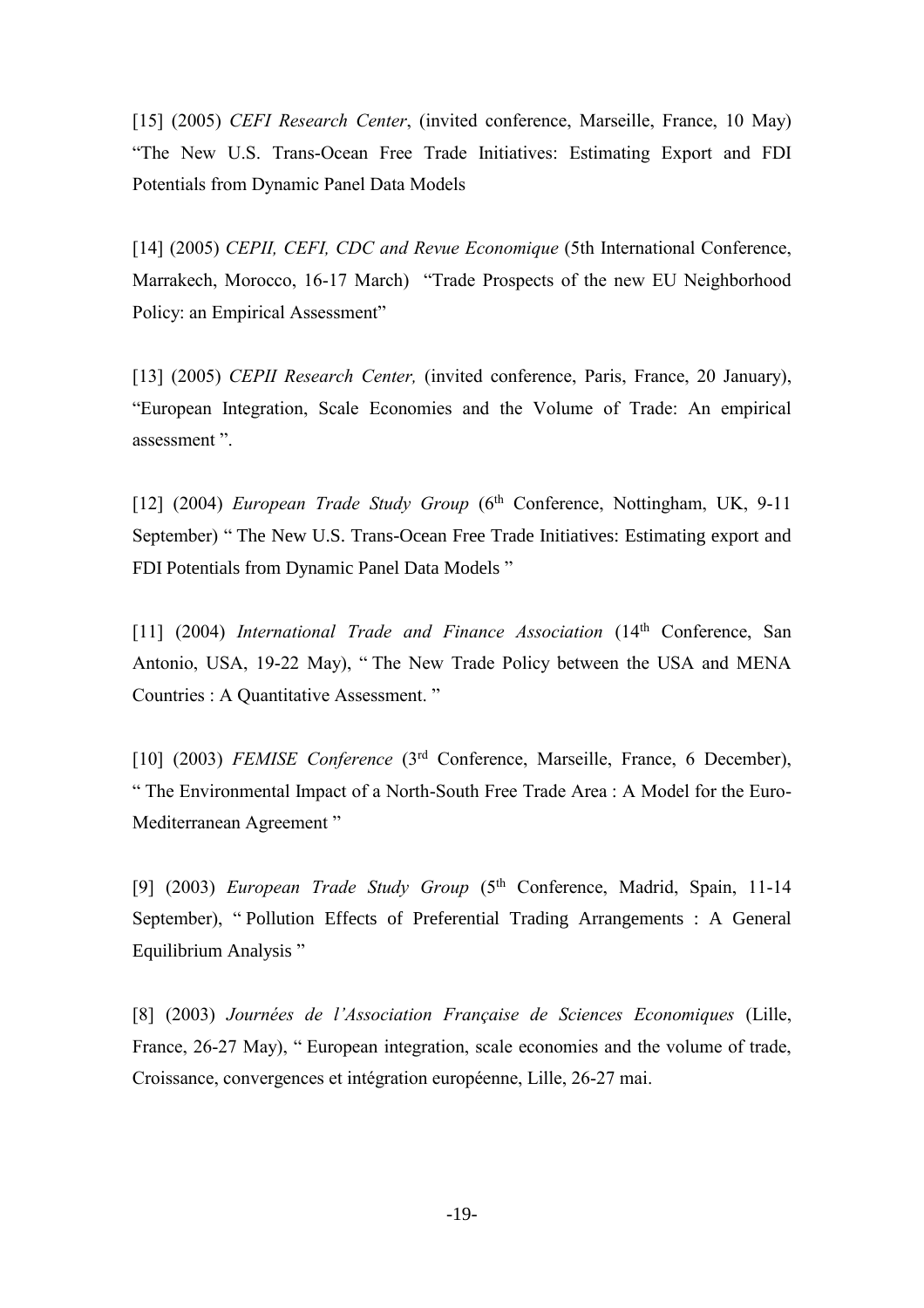[15] (2005) *CEFI Research Center*, (invited conference, Marseille, France, 10 May) “The New U.S. Trans-Ocean Free Trade Initiatives: Estimating Export and FDI Potentials from Dynamic Panel Data Models

[14] (2005) *CEPII, CEFI, CDC and Revue Economique* (5th International Conference, Marrakech, Morocco, 16-17 March) “Trade Prospects of the new EU Neighborhood Policy: an Empirical Assessment”

[13] (2005) *CEPII Research Center,* (invited conference, Paris, France, 20 January), “European Integration, Scale Economies and the Volume of Trade: An empirical assessment ”.

[12] (2004) *European Trade Study Group* (6th Conference, Nottingham, UK, 9-11 September) “ The New U.S. Trans-Ocean Free Trade Initiatives: Estimating export and FDI Potentials from Dynamic Panel Data Models ”

[11] (2004) *International Trade and Finance Association* (14th Conference, San Antonio, USA, 19-22 May), “ The New Trade Policy between the USA and MENA Countries : A Quantitative Assessment. ”

[10] (2003) *FEMISE Conference* (3rd Conference, Marseille, France, 6 December), “ The Environmental Impact of a North-South Free Trade Area : A Model for the Euro-Mediterranean Agreement ”

[9] (2003) *European Trade Study Group* (5th Conference, Madrid, Spain, 11-14 September), “ Pollution Effects of Preferential Trading Arrangements : A General Equilibrium Analysis ”

[8] (2003) *Journées de l’Association Française de Sciences Economiques* (Lille, France, 26-27 May), “ European integration, scale economies and the volume of trade, Croissance, convergences et intégration européenne, Lille, 26-27 mai.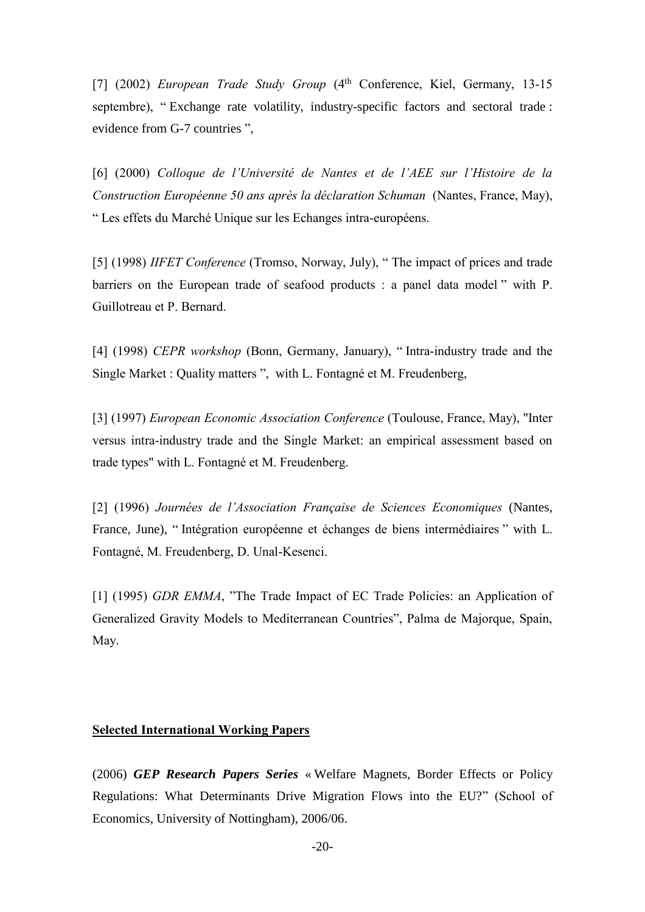[7] (2002) *European Trade Study Group* (4th Conference, Kiel, Germany, 13-15 septembre), " Exchange rate volatility, industry-specific factors and sectoral trade : evidence from G-7 countries ",

[6] (2000) *Colloque de l'Université de Nantes et de l'AEE sur l'Histoire de la Construction Européenne 50 ans après la déclaration Schuman* (Nantes, France, May), " Les effets du Marché Unique sur les Echanges intra-européens.

[5] (1998) *IIFET Conference* (Tromso, Norway, July), " The impact of prices and trade barriers on the European trade of seafood products : a panel data model " with P. Guillotreau et P. Bernard.

[4] (1998) *CEPR workshop* (Bonn, Germany, January), " Intra-industry trade and the Single Market : Quality matters ", with L. Fontagné et M. Freudenberg,

[3] (1997) *European Economic Association Conference* (Toulouse, France, May), "Inter versus intra-industry trade and the Single Market: an empirical assessment based on trade types" with L. Fontagné et M. Freudenberg.

[2] (1996) *Journées de l'Association Française de Sciences Economiques* (Nantes, France, June), " Intégration européenne et échanges de biens intermédiaires " with L. Fontagné, M. Freudenberg, D. Unal-Kesenci.

[1] (1995) *GDR EMMA*, "The Trade Impact of EC Trade Policies: an Application of Generalized Gravity Models to Mediterranean Countries", Palma de Majorque, Spain, May.

**Selected International Working Papers**

(2006) ***GEP Research Papers Series*** « Welfare Magnets, Border Effects or Policy Regulations: What Determinants Drive Migration Flows into the EU?" (School of Economics, University of Nottingham), 2006/06.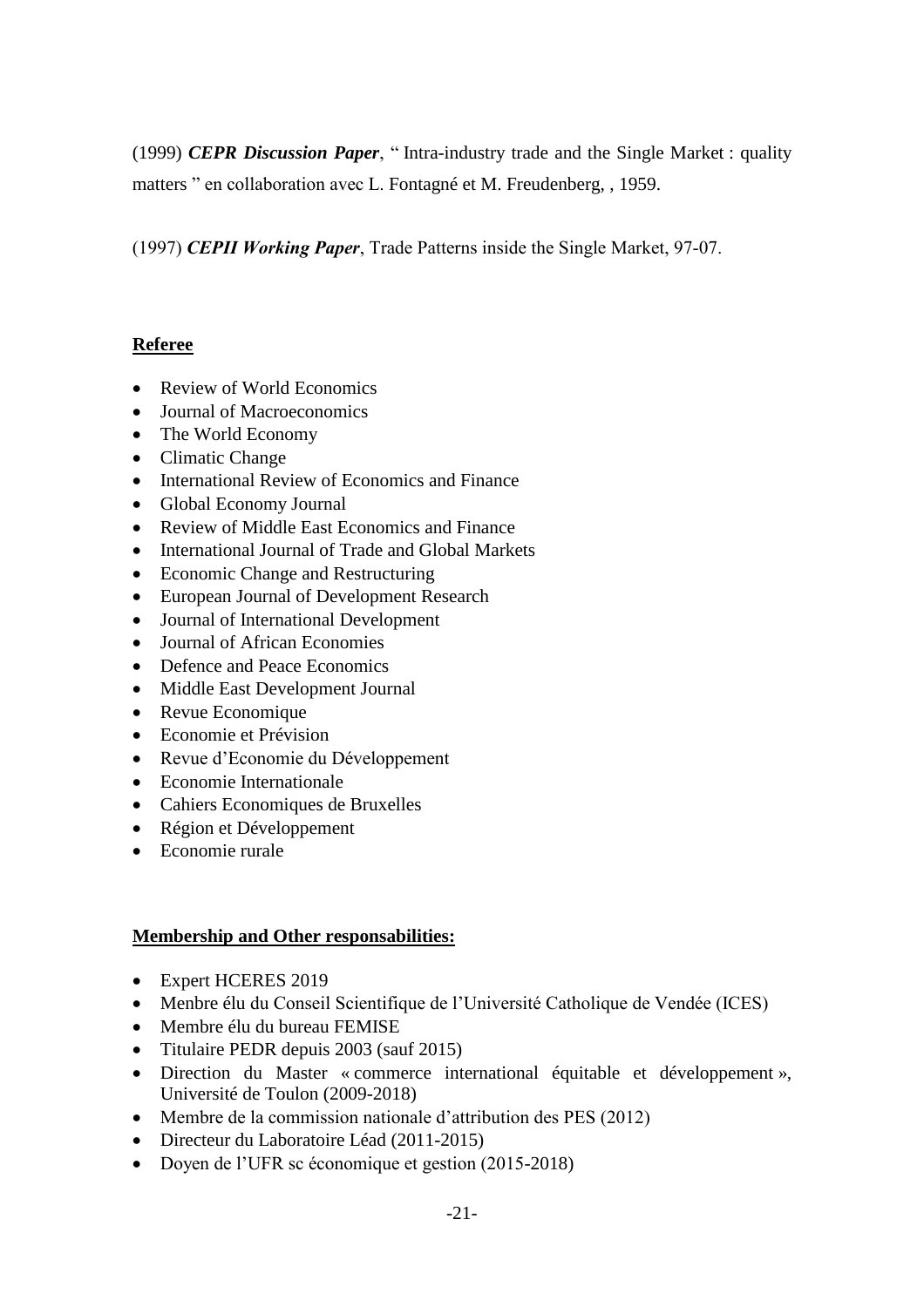(1999) ***CEPR Discussion Paper***, " Intra-industry trade and the Single Market : quality matters " en collaboration avec L. Fontagné et M. Freudenberg, , 1959.

(1997) ***CEPII Working Paper***, Trade Patterns inside the Single Market, 97-07.

**<u>Referee</u>**

- Review of World Economics
- Journal of Macroeconomics
- The World Economy
- Climatic Change
- International Review of Economics and Finance
- Global Economy Journal
- Review of Middle East Economics and Finance
- International Journal of Trade and Global Markets
- Economic Change and Restructuring
- European Journal of Development Research
- Journal of International Development
- Journal of African Economies
- Defence and Peace Economics
- Middle East Development Journal
- Revue Economique
- Economie et Prévision
- Revue d'Economie du Développement
- Economie Internationale
- Cahiers Economiques de Bruxelles
- Région et Développement
- Economie rurale

**<u>Membership and Other responsabilities:</u>**

- Expert HCERES 2019
- Menbre élu du Conseil Scientifique de l'Université Catholique de Vendée (ICES)
- Membre élu du bureau FEMISE
- Titulaire PEDR depuis 2003 (sauf 2015)
- Direction du Master « commerce international équitable et développement », Université de Toulon (2009-2018)
- Membre de la commission nationale d'attribution des PES (2012)
- Directeur du Laboratoire Léad (2011-2015)
- Doyen de l'UFR sc économique et gestion (2015-2018)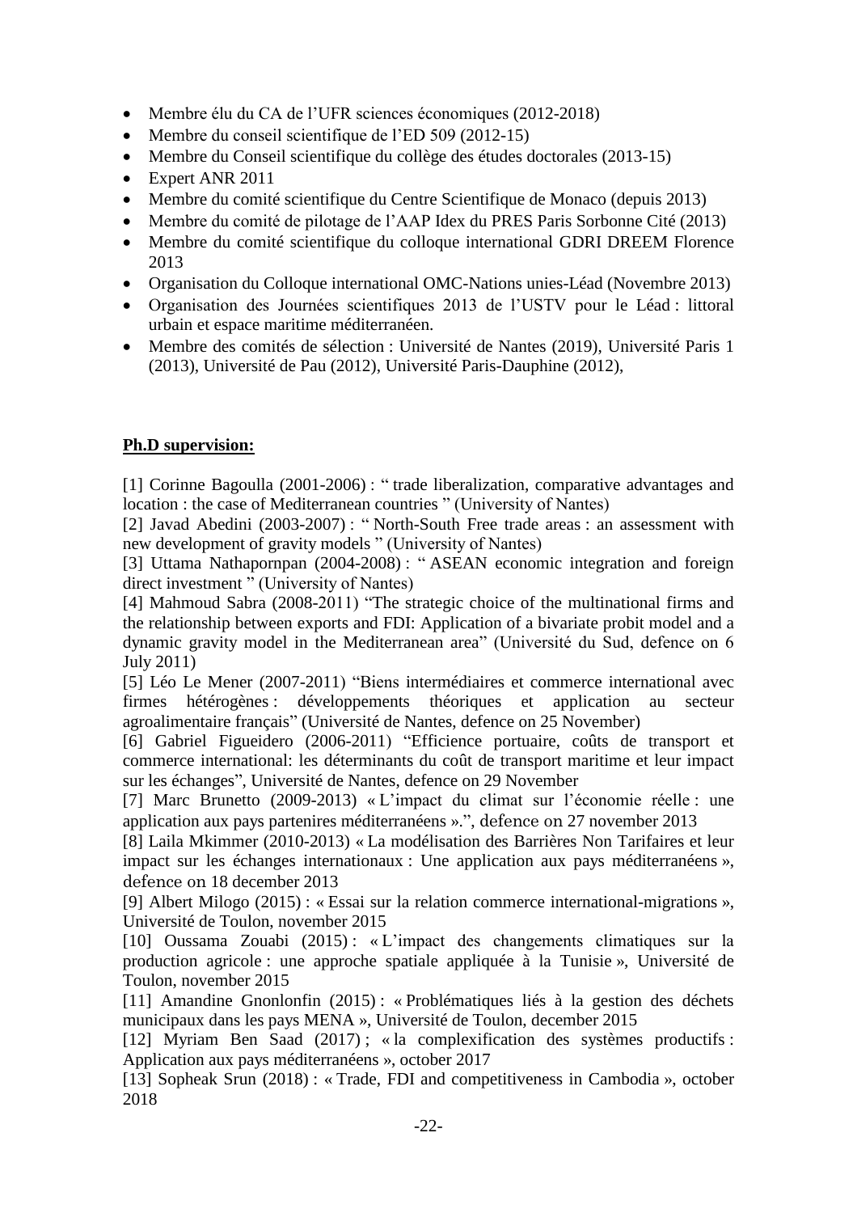- Membre élu du CA de l'UFR sciences économiques (2012-2018)
- Membre du conseil scientifique de l'ED 509 (2012-15)
- Membre du Conseil scientifique du collège des études doctorales (2013-15)
- Expert ANR 2011
- Membre du comité scientifique du Centre Scientifique de Monaco (depuis 2013)
- Membre du comité de pilotage de l'AAP Idex du PRES Paris Sorbonne Cité (2013)
- Membre du comité scientifique du colloque international GDRI DREEM Florence 2013
- Organisation du Colloque international OMC-Nations unies-Léad (Novembre 2013)
- Organisation des Journées scientifiques 2013 de l'USTV pour le Léad : littoral urbain et espace maritime méditerranéen.
- Membre des comités de sélection : Université de Nantes (2019), Université Paris 1 (2013), Université de Pau (2012), Université Paris-Dauphine (2012),

**Ph.D supervision:**

[1] Corinne Bagoulla (2001-2006) : " trade liberalization, comparative advantages and location : the case of Mediterranean countries " (University of Nantes)

[2] Javad Abedini (2003-2007) : " North-South Free trade areas : an assessment with new development of gravity models " (University of Nantes)

[3] Uttama Nathapornpan (2004-2008) : " ASEAN economic integration and foreign direct investment " (University of Nantes)

[4] Mahmoud Sabra (2008-2011) "The strategic choice of the multinational firms and the relationship between exports and FDI: Application of a bivariate probit model and a dynamic gravity model in the Mediterranean area" (Université du Sud, defence on 6 July 2011)

[5] Léo Le Mener (2007-2011) "Biens intermédiaires et commerce international avec firmes hétérogènes : développements théoriques et application au secteur agroalimentaire français" (Université de Nantes, defence on 25 November)

[6] Gabriel Figueidero (2006-2011) "Efficience portuaire, coûts de transport et commerce international: les déterminants du coût de transport maritime et leur impact sur les échanges", Université de Nantes, defence on 29 November

[7] Marc Brunetto (2009-2013) « L'impact du climat sur l'économie réelle : une application aux pays partenires méditerranéens ».", defence on 27 november 2013

[8] Laila Mkimmer (2010-2013) « La modélisation des Barrières Non Tarifaires et leur impact sur les échanges internationaux : Une application aux pays méditerranéens », defence on 18 december 2013

[9] Albert Milogo (2015) : « Essai sur la relation commerce international-migrations », Université de Toulon, november 2015

[10] Oussama Zouabi (2015) : « L'impact des changements climatiques sur la production agricole : une approche spatiale appliquée à la Tunisie », Université de Toulon, november 2015

[11] Amandine Gnonlonfin (2015) : « Problématiques liés à la gestion des déchets municipaux dans les pays MENA », Université de Toulon, december 2015

[12] Myriam Ben Saad (2017) ; « la complexification des systèmes productifs : Application aux pays méditerranéens », october 2017

[13] Sopheak Srun (2018) : « Trade, FDI and competitiveness in Cambodia », october 2018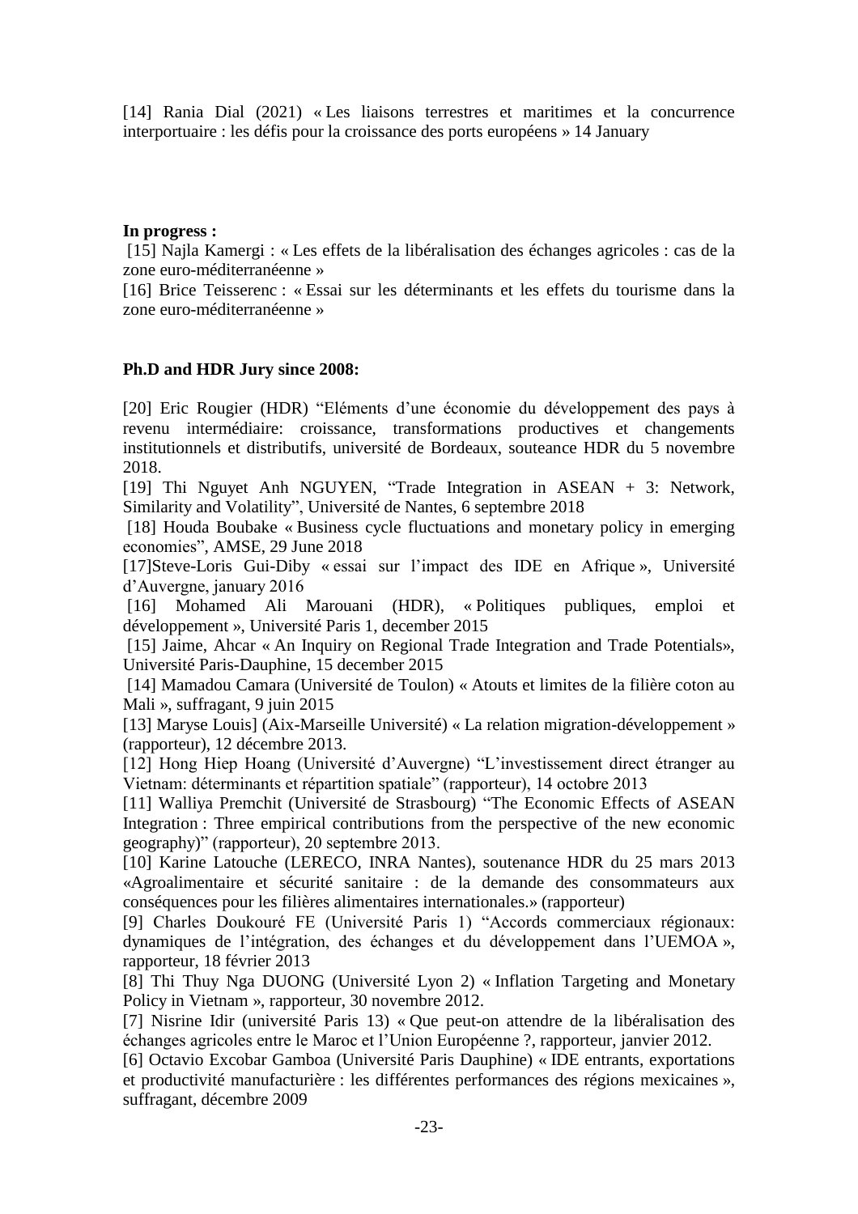[14] Rania Dial (2021) « Les liaisons terrestres et maritimes et la concurrence interportuaire : les défis pour la croissance des ports européens » 14 January

**In progress :**

[15] Najla Kamergi : « Les effets de la libéralisation des échanges agricoles : cas de la zone euro-méditerranéenne »

[16] Brice Teisserenc : « Essai sur les déterminants et les effets du tourisme dans la zone euro-méditerranéenne »

**Ph.D and HDR Jury since 2008:**

[20] Eric Rougier (HDR) "Eléments d'une économie du développement des pays à revenu intermédiaire: croissance, transformations productives et changements institutionnels et distributifs, université de Bordeaux, souteance HDR du 5 novembre 2018.

[19] Thi Nguyet Anh NGUYEN, "Trade Integration in ASEAN + 3: Network, Similarity and Volatility", Université de Nantes, 6 septembre 2018

[18] Houda Boubake « Business cycle fluctuations and monetary policy in emerging economies", AMSE, 29 June 2018

[17]Steve-Loris Gui-Diby « essai sur l'impact des IDE en Afrique », Université d'Auvergne, january 2016

[16] Mohamed Ali Marouani (HDR), « Politiques publiques, emploi et développement », Université Paris 1, december 2015

[15] Jaime, Ahcar « An Inquiry on Regional Trade Integration and Trade Potentials», Université Paris-Dauphine, 15 december 2015

[14] Mamadou Camara (Université de Toulon) « Atouts et limites de la filière coton au Mali », suffragant, 9 juin 2015

[13] Maryse Louis] (Aix-Marseille Université) « La relation migration-développement » (rapporteur), 12 décembre 2013.

[12] Hong Hiep Hoang (Université d'Auvergne) "L'investissement direct étranger au Vietnam: déterminants et répartition spatiale" (rapporteur), 14 octobre 2013

[11] Walliya Premchit (Université de Strasbourg) "The Economic Effects of ASEAN Integration : Three empirical contributions from the perspective of the new economic geography)" (rapporteur), 20 septembre 2013.

[10] Karine Latouche (LERECO, INRA Nantes), soutenance HDR du 25 mars 2013 «Agroalimentaire et sécurité sanitaire : de la demande des consommateurs aux conséquences pour les filières alimentaires internationales.» (rapporteur)

[9] Charles Doukouré FE (Université Paris 1) "Accords commerciaux régionaux: dynamiques de l'intégration, des échanges et du développement dans l'UEMOA », rapporteur, 18 février 2013

[8] Thi Thuy Nga DUONG (Université Lyon 2) « Inflation Targeting and Monetary Policy in Vietnam », rapporteur, 30 novembre 2012.

[7] Nisrine Idir (université Paris 13) « Que peut-on attendre de la libéralisation des échanges agricoles entre le Maroc et l'Union Européenne ?, rapporteur, janvier 2012.

[6] Octavio Excobar Gamboa (Université Paris Dauphine) « IDE entrants, exportations et productivité manufacturière : les différentes performances des régions mexicaines », suffragant, décembre 2009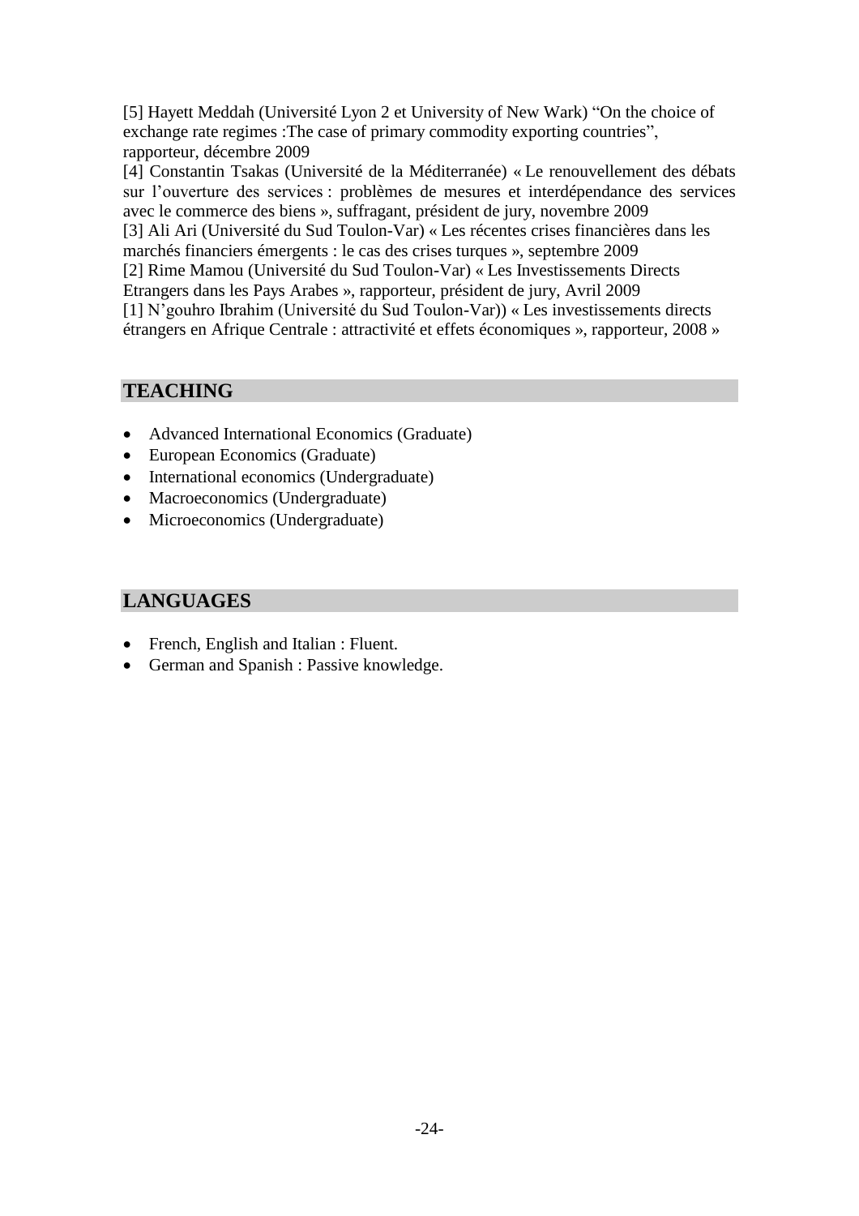[5] Hayett Meddah (Université Lyon 2 et University of New Wark) “On the choice of exchange rate regimes :The case of primary commodity exporting countries”, rapporteur, décembre 2009

[4] Constantin Tsakas (Université de la Méditerranée) « Le renouvellement des débats sur l’ouverture des services : problèmes de mesures et interdépendance des services avec le commerce des biens », suffragant, président de jury, novembre 2009

[3] Ali Ari (Université du Sud Toulon-Var) « Les récentes crises financières dans les marchés financiers émergents : le cas des crises turques », septembre 2009

[2] Rime Mamou (Université du Sud Toulon-Var) « Les Investissements Directs Etrangers dans les Pays Arabes », rapporteur, président de jury, Avril 2009

[1] N’gouhro Ibrahim (Université du Sud Toulon-Var)) « Les investissements directs étrangers en Afrique Centrale : attractivité et effets économiques », rapporteur, 2008 »

## TEACHING

- Advanced International Economics (Graduate)
- European Economics (Graduate)
- International economics (Undergraduate)
- Macroeconomics (Undergraduate)
- Microeconomics (Undergraduate)

## LANGUAGES

- French, English and Italian : Fluent.
- German and Spanish : Passive knowledge.